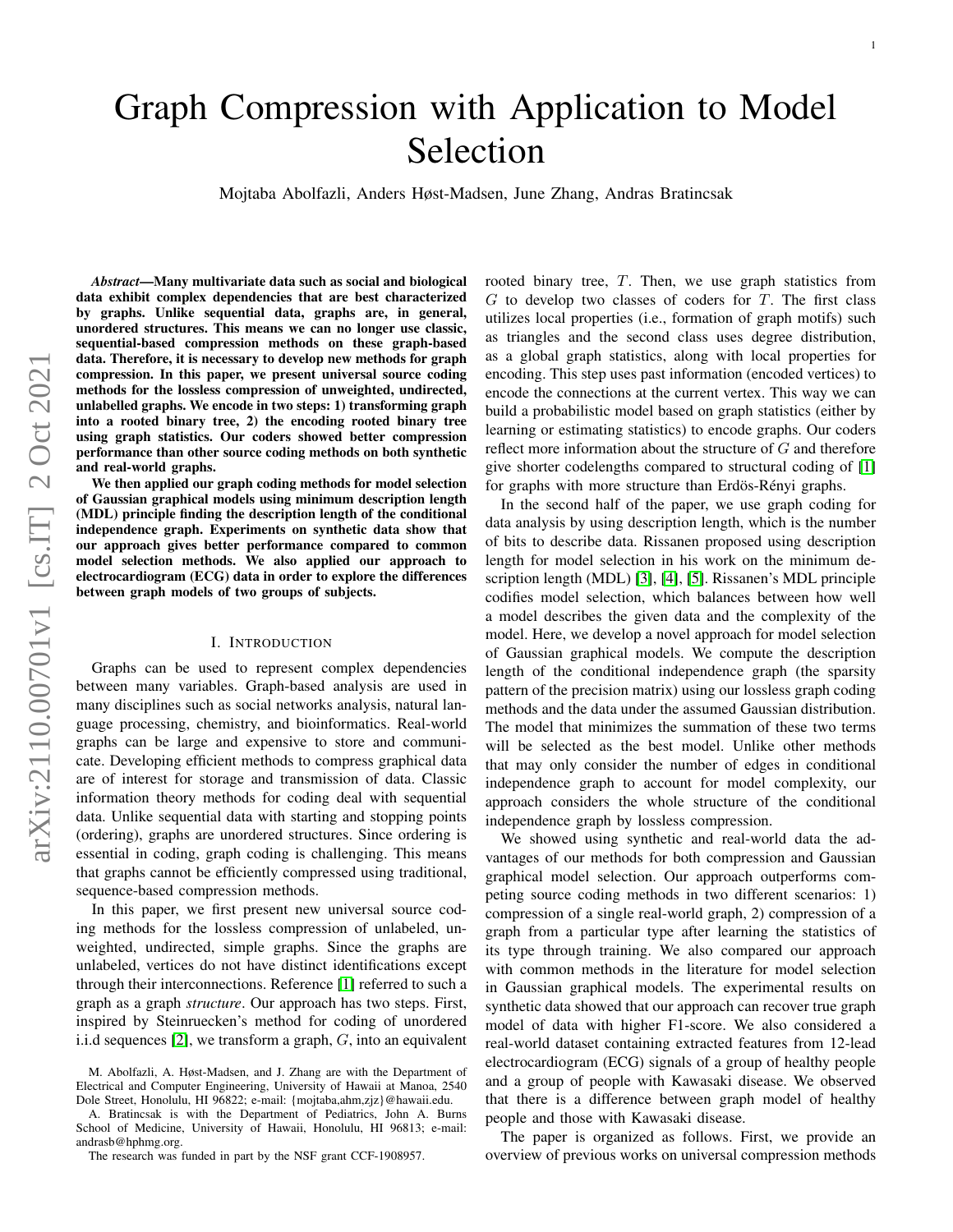# Graph Compression with Application to Model Selection

Mojtaba Abolfazli, Anders Høst-Madsen, June Zhang, Andras Bratincsak

***Abstract*—Many multivariate data such as social and biological data exhibit complex dependencies that are best characterized by graphs. Unlike sequential data, graphs are, in general, unordered structures. This means we can no longer use classic, sequential-based compression methods on these graph-based data. Therefore, it is necessary to develop new methods for graph compression. In this paper, we present universal source coding methods for the lossless compression of unweighted, undirected, unlabelled graphs. We encode in two steps: 1) transforming graph into a rooted binary tree, 2) the encoding rooted binary tree using graph statistics. Our coders showed better compression performance than other source coding methods on both synthetic and real-world graphs.**

**We then applied our graph coding methods for model selection of Gaussian graphical models using minimum description length (MDL) principle finding the description length of the conditional independence graph. Experiments on synthetic data show that our approach gives better performance compared to common model selection methods. We also applied our approach to electrocardiogram (ECG) data in order to explore the differences between graph models of two groups of subjects.**

## I. Introduction

Graphs can be used to represent complex dependencies between many variables. Graph-based analysis are used in many disciplines such as social networks analysis, natural language processing, chemistry, and bioinformatics. Real-world graphs can be large and expensive to store and communicate. Developing efficient methods to compress graphical data are of interest for storage and transmission of data. Classic information theory methods for coding deal with sequential data. Unlike sequential data with starting and stopping points (ordering), graphs are unordered structures. Since ordering is essential in coding, graph coding is challenging. This means that graphs cannot be efficiently compressed using traditional, sequence-based compression methods.

In this paper, we first present new universal source coding methods for the lossless compression of unlabeled, unweighted, undirected, simple graphs. Since the graphs are unlabeled, vertices do not have distinct identifications except through their interconnections. Reference [1] referred to such a graph as a graph *structure*. Our approach has two steps. First, inspired by Steinruecken's method for coding of unordered i.i.d sequences [2], we transform a graph, $G$, into an equivalent rooted binary tree, $T$. Then, we use graph statistics from $G$ to develop two classes of coders for $T$. The first class utilizes local properties (i.e., formation of graph motifs) such as triangles and the second class uses degree distribution, as a global graph statistics, along with local properties for encoding. This step uses past information (encoded vertices) to encode the connections at the current vertex. This way we can build a probabilistic model based on graph statistics (either by learning or estimating statistics) to encode graphs. Our coders reflect more information about the structure of $G$ and therefore give shorter codelengths compared to structural coding of [1] for graphs with more structure than Erdös-Rényi graphs.

In the second half of the paper, we use graph coding for data analysis by using description length, which is the number of bits to describe data. Rissanen proposed using description length for model selection in his work on the minimum description length (MDL) [3], [4], [5]. Rissanen's MDL principle codifies model selection, which balances between how well a model describes the given data and the complexity of the model. Here, we develop a novel approach for model selection of Gaussian graphical models. We compute the description length of the conditional independence graph (the sparsity pattern of the precision matrix) using our lossless graph coding methods and the data under the assumed Gaussian distribution. The model that minimizes the summation of these two terms will be selected as the best model. Unlike other methods that may only consider the number of edges in conditional independence graph to account for model complexity, our approach considers the whole structure of the conditional independence graph by lossless compression.

We showed using synthetic and real-world data the advantages of our methods for both compression and Gaussian graphical model selection. Our approach outperforms competing source coding methods in two different scenarios: 1) compression of a single real-world graph, 2) compression of a graph from a particular type after learning the statistics of its type through training. We also compared our approach with common methods in the literature for model selection in Gaussian graphical models. The experimental results on synthetic data showed that our approach can recover true graph model of data with higher F1-score. We also considered a real-world dataset containing extracted features from 12-lead electrocardiogram (ECG) signals of a group of healthy people and a group of people with Kawasaki disease. We observed that there is a difference between graph model of healthy people and those with Kawasaki disease.

The paper is organized as follows. First, we provide an overview of previous works on universal compression methods

M. Abolfazli, A. Høst-Madsen, and J. Zhang are with the Department of Electrical and Computer Engineering, University of Hawaii at Manoa, 2540 Dole Street, Honolulu, HI 96822; e-mail: {mojtaba,ahm,zjz}@hawaii.edu.

A. Bratincsak is with the Department of Pediatrics, John A. Burns School of Medicine, University of Hawaii, Honolulu, HI 96813; e-mail: andrasb@hphmg.org.

The research was funded in part by the NSF grant CCF-1908957.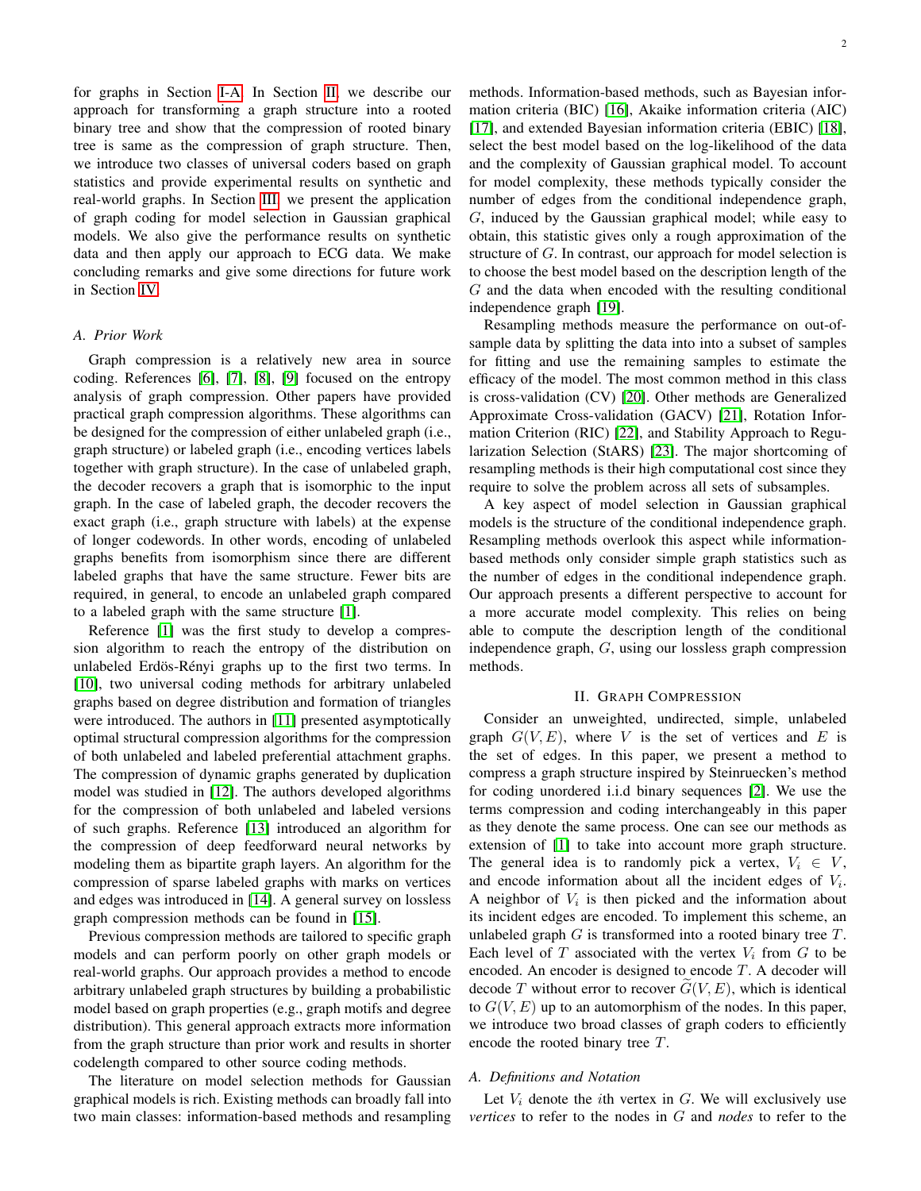for graphs in Section I-A. In Section II, we describe our approach for transforming a graph structure into a rooted binary tree and show that the compression of rooted binary tree is same as the compression of graph structure. Then, we introduce two classes of universal coders based on graph statistics and provide experimental results on synthetic and real-world graphs. In Section III, we present the application of graph coding for model selection in Gaussian graphical models. We also give the performance results on synthetic data and then apply our approach to ECG data. We make concluding remarks and give some directions for future work in Section IV.

### A. Prior Work

Graph compression is a relatively new area in source coding. References [6], [7], [8], [9] focused on the entropy analysis of graph compression. Other papers have provided practical graph compression algorithms. These algorithms can be designed for the compression of either unlabeled graph (i.e., graph structure) or labeled graph (i.e., encoding vertices labels together with graph structure). In the case of unlabeled graph, the decoder recovers a graph that is isomorphic to the input graph. In the case of labeled graph, the decoder recovers the exact graph (i.e., graph structure with labels) at the expense of longer codewords. In other words, encoding of unlabeled graphs benefits from isomorphism since there are different labeled graphs that have the same structure. Fewer bits are required, in general, to encode an unlabeled graph compared to a labeled graph with the same structure [1].

Reference [1] was the first study to develop a compression algorithm to reach the entropy of the distribution on unlabeled Erdös-Rényi graphs up to the first two terms. In [10], two universal coding methods for arbitrary unlabeled graphs based on degree distribution and formation of triangles were introduced. The authors in [11] presented asymptotically optimal structural compression algorithms for the compression of both unlabeled and labeled preferential attachment graphs. The compression of dynamic graphs generated by duplication model was studied in [12]. The authors developed algorithms for the compression of both unlabeled and labeled versions of such graphs. Reference [13] introduced an algorithm for the compression of deep feedforward neural networks by modeling them as bipartite graph layers. An algorithm for the compression of sparse labeled graphs with marks on vertices and edges was introduced in [14]. A general survey on lossless graph compression methods can be found in [15].

Previous compression methods are tailored to specific graph models and can perform poorly on other graph models or real-world graphs. Our approach provides a method to encode arbitrary unlabeled graph structures by building a probabilistic model based on graph properties (e.g., graph motifs and degree distribution). This general approach extracts more information from the graph structure than prior work and results in shorter codelength compared to other source coding methods.

The literature on model selection methods for Gaussian graphical models is rich. Existing methods can broadly fall into two main classes: information-based methods and resampling methods. Information-based methods, such as Bayesian information criteria (BIC) [16], Akaike information criteria (AIC) [17], and extended Bayesian information criteria (EBIC) [18], select the best model based on the log-likelihood of the data and the complexity of Gaussian graphical model. To account for model complexity, these methods typically consider the number of edges from the conditional independence graph, $G$, induced by the Gaussian graphical model; while easy to obtain, this statistic gives only a rough approximation of the structure of $G$. In contrast, our approach for model selection is to choose the best model based on the description length of the $G$ and the data when encoded with the resulting conditional independence graph [19].

Resampling methods measure the performance on out-of-sample data by splitting the data into into a subset of samples for fitting and use the remaining samples to estimate the efficacy of the model. The most common method in this class is cross-validation (CV) [20]. Other methods are Generalized Approximate Cross-validation (GACV) [21], Rotation Information Criterion (RIC) [22], and Stability Approach to Regularization Selection (StARS) [23]. The major shortcoming of resampling methods is their high computational cost since they require to solve the problem across all sets of subsamples.

A key aspect of model selection in Gaussian graphical models is the structure of the conditional independence graph. Resampling methods overlook this aspect while information-based methods only consider simple graph statistics such as the number of edges in the conditional independence graph. Our approach presents a different perspective to account for a more accurate model complexity. This relies on being able to compute the description length of the conditional independence graph, $G$, using our lossless graph compression methods.

## II. Graph Compression

Consider an unweighted, undirected, simple, unlabeled graph $G(V, E)$, where $V$ is the set of vertices and $E$ is the set of edges. In this paper, we present a method to compress a graph structure inspired by Steinruecken's method for coding unordered i.i.d binary sequences [2]. We use the terms compression and coding interchangeably in this paper as they denote the same process. One can see our methods as extension of [1] to take into account more graph structure. The general idea is to randomly pick a vertex, $V_i \in V$, and encode information about all the incident edges of $V_i$. A neighbor of $V_i$ is then picked and the information about its incident edges are encoded. To implement this scheme, an unlabeled graph $G$ is transformed into a rooted binary tree $T$. Each level of $T$ associated with the vertex $V_i$ from $G$ to be encoded. An encoder is designed to encode $T$. A decoder will decode $T$ without error to recover $\widetilde{G}(V, E)$, which is identical to $G(V, E)$ up to an automorphism of the nodes. In this paper, we introduce two broad classes of graph coders to efficiently encode the rooted binary tree $T$.

### A. Definitions and Notation

Let $V_i$ denote the $i$th vertex in $G$. We will exclusively use *vertices* to refer to the nodes in $G$ and *nodes* to refer to the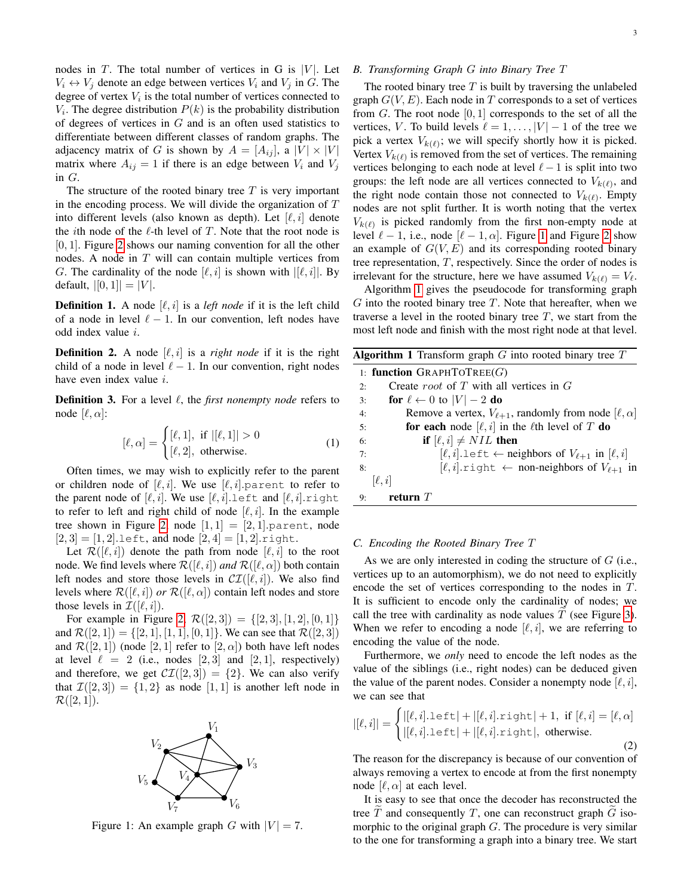nodes in $T$. The total number of vertices in G is $|V|$. Let $V_i \leftrightarrow V_j$ denote an edge between vertices $V_i$ and $V_j$ in $G$. The degree of vertex $V_i$ is the total number of vertices connected to $V_i$. The degree distribution $P(k)$ is the probability distribution of degrees of vertices in $G$ and is an often used statistics to differentiate between different classes of random graphs. The adjacency matrix of $G$ is shown by $A = [A_{ij}]$, a $|V| \times |V|$ matrix where $A_{ij} = 1$ if there is an edge between $V_i$ and $V_j$ in $G$.

The structure of the rooted binary tree $T$ is very important in the encoding process. We will divide the organization of $T$ into different levels (also known as depth). Let $[\ell, i]$ denote the $i$th node of the $\ell$-th level of $T$. Note that the root node is $[0, 1]$. Figure 2 shows our naming convention for all the other nodes. A node in $T$ will can contain multiple vertices from $G$. The cardinality of the node $[\ell, i]$ is shown with $|[\ell, i]|$. By default, $|[0, 1]| = |V|$.

**Definition 1.** A node $[\ell, i]$ is a *left node* if it is the left child of a node in level $\ell - 1$. In our convention, left nodes have odd index value $i$.

**Definition 2.** A node $[\ell, i]$ is a *right node* if it is the right child of a node in level $\ell - 1$. In our convention, right nodes have even index value $i$.

**Definition 3.** For a level $\ell$, the *first nonempty node* refers to node $[\ell, \alpha]$:

$$[\ell, \alpha] = \begin{cases} [\ell, 1], & \text{if } |[\ell, 1]| > 0 \\ [\ell, 2], & \text{otherwise.} \end{cases} \tag{1}$$

Often times, we may wish to explicitly refer to the parent or children node of $[\ell, i]$. We use $[\ell, i].\texttt{parent}$ to refer to the parent node of $[\ell, i]$. We use $[\ell, i].\texttt{left}$ and $[\ell, i].\texttt{right}$ to refer to left and right child of node $[\ell, i]$. In the example tree shown in Figure 2, node $[1, 1] = [2, 1].\texttt{parent}$, node $[2, 3] = [1, 2].\texttt{left}$, and node $[2, 4] = [1, 2].\texttt{right}$.

Let $\mathcal{R}([\ell, i])$ denote the path from node $[\ell, i]$ to the root node. We find levels where $\mathcal{R}([\ell, i])$ *and* $\mathcal{R}([\ell, \alpha])$ both contain left nodes and store those levels in $\mathcal{CI}([\ell, i])$. We also find levels where $\mathcal{R}([\ell, i])$ *or* $\mathcal{R}([\ell, \alpha])$ contain left nodes and store those levels in $\mathcal{I}([\ell, i])$.

For example in Figure 2, $\mathcal{R}([2, 3]) = \{[2, 3], [1, 2], [0, 1]\}$ and $\mathcal{R}([2, 1]) = \{[2, 1], [1, 1], [0, 1]\}$. We can see that $\mathcal{R}([2, 3])$ and $\mathcal{R}([2, 1])$ (node $[2, 1]$ refer to $[2, \alpha]$) both have left nodes at level $\ell = 2$ (i.e., nodes $[2, 3]$ and $[2, 1]$, respectively) and therefore, we get $\mathcal{CI}([2, 3]) = \{2\}$. We can also verify that $\mathcal{I}([2, 3]) = \{1, 2\}$ as node $[1, 1]$ is another left node in $\mathcal{R}([2, 1])$.

Figure 1: An example graph $G$ with $|V| = 7$.

## B. Transforming Graph $G$ into Binary Tree $T$

The rooted binary tree $T$ is built by traversing the unlabeled graph $G(V, E)$. Each node in $T$ corresponds to a set of vertices from $G$. The root node $[0, 1]$ corresponds to the set of all the vertices, $V$. To build levels $\ell = 1, \ldots, |V| - 1$ of the tree we pick a vertex $V_{k(\ell)}$; we will specify shortly how it is picked. Vertex $V_{k(\ell)}$ is removed from the set of vertices. The remaining vertices belonging to each node at level $\ell - 1$ is split into two groups: the left node are all vertices connected to $V_{k(\ell)}$, and the right node contain those not connected to $V_{k(\ell)}$. Empty nodes are not split further. It is worth noting that the vertex $V_{k(\ell)}$ is picked randomly from the first non-empty node at level $\ell - 1$, i.e., node $[\ell - 1, \alpha]$. Figure 1 and Figure 2 show an example of $G(V, E)$ and its corresponding rooted binary tree representation, $T$, respectively. Since the order of nodes is irrelevant for the structure, here we have assumed $V_{k(\ell)} = V_\ell$.

Algorithm 1 gives the pseudocode for transforming graph $G$ into the rooted binary tree $T$. Note that hereafter, when we traverse a level in the rooted binary tree $T$, we start from the most left node and finish with the most right node at that level.

**Algorithm 1** Transform graph $G$ into rooted binary tree $T$

```
1: function GRAPHTOTREE(G)
2:     Create root of T with all vertices in G
3:     for ℓ ← 0 to |V| − 2 do
4:         Remove a vertex, V_{ℓ+1}, randomly from node [ℓ, α]
5:         for each node [ℓ, i] in the ℓth level of T do
6:             if [ℓ, i] ≠ NIL then
7:                 [ℓ, i].left ← neighbors of V_{ℓ+1} in [ℓ, i]
8:                 [ℓ, i].right ← non-neighbors of V_{ℓ+1} in [ℓ, i]
9:     return T
```

## C. Encoding the Rooted Binary Tree $T$

As we are only interested in coding the structure of $G$ (i.e., vertices up to an automorphism), we do not need to explicitly encode the set of vertices corresponding to the nodes in $T$. It is sufficient to encode only the cardinality of nodes; we call the tree with cardinality as node values $\widetilde{T}$ (see Figure 3). When we refer to encoding a node $[\ell, i]$, we are referring to encoding the value of the node.

Furthermore, we *only* need to encode the left nodes as the value of the siblings (i.e., right nodes) can be deduced given the value of the parent nodes. Consider a nonempty node $[\ell, i]$, we can see that

$$|[\ell, i]| = \begin{cases} |[\ell, i].\texttt{left}| + |[\ell, i].\texttt{right}| + 1, & \text{if } [\ell, i] = [\ell, \alpha] \\ |[\ell, i].\texttt{left}| + |[\ell, i].\texttt{right}|, & \text{otherwise.} \end{cases} \tag{2}$$

The reason for the discrepancy is because of our convention of always removing a vertex to encode at from the first nonempty node $[\ell, \alpha]$ at each level.

It is easy to see that once the decoder has reconstructed the tree $\widetilde{T}$ and consequently $T$, one can reconstruct graph $\widetilde{G}$ isomorphic to the original graph $G$. The procedure is very similar to the one for transforming a graph into a binary tree. We start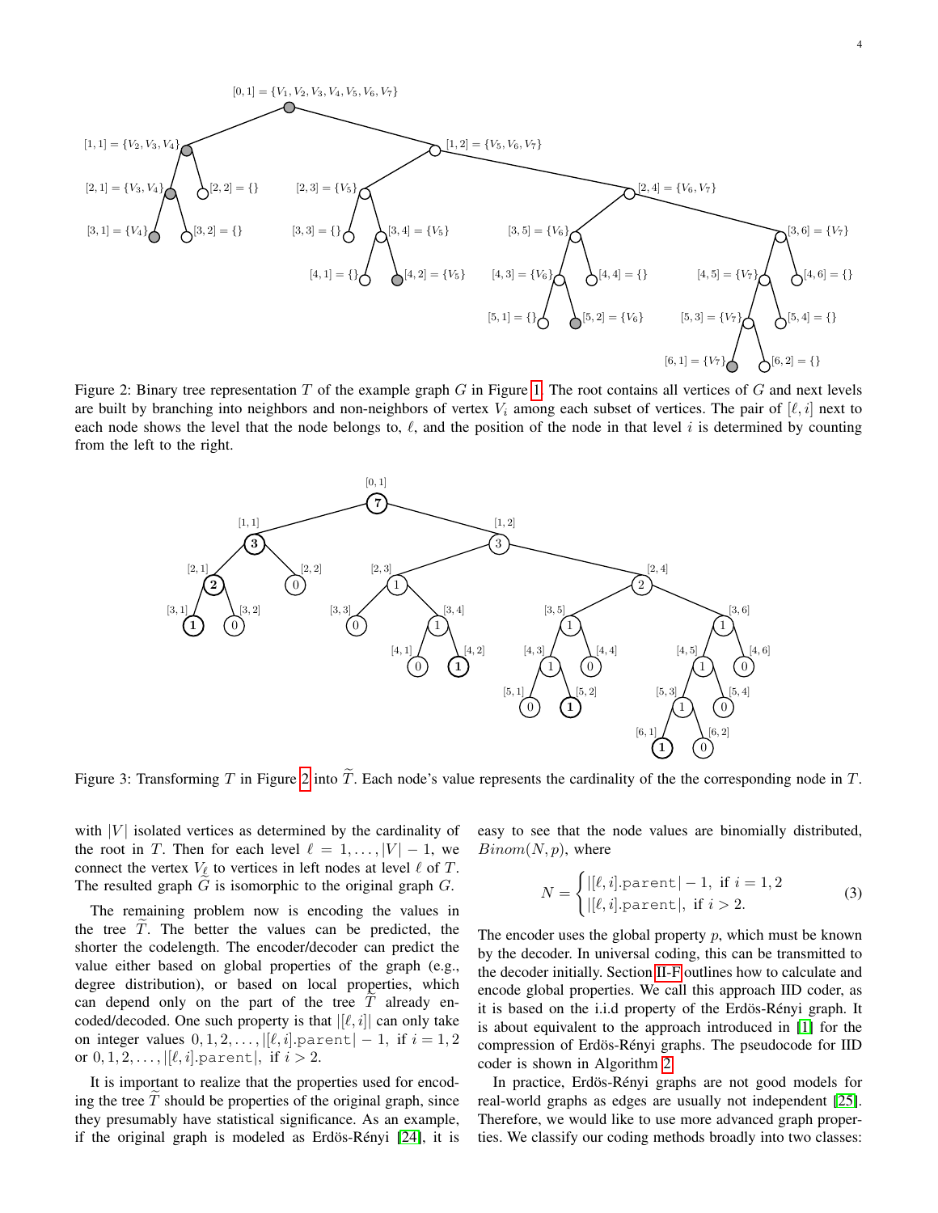Figure 2: Binary tree representation $T$ of the example graph $G$ in Figure 1. The root contains all vertices of $G$ and next levels are built by branching into neighbors and non-neighbors of vertex $V_i$ among each subset of vertices. The pair of $[\ell, i]$ next to each node shows the level that the node belongs to, $\ell$, and the position of the node in that level $i$ is determined by counting from the left to the right.

Figure 3: Transforming $T$ in Figure 2 into $\widetilde{T}$. Each node's value represents the cardinality of the the corresponding node in $T$.

with $|V|$ isolated vertices as determined by the cardinality of the root in $T$. Then for each level $\ell = 1, \ldots, |V| - 1$, we connect the vertex $V_\ell$ to vertices in left nodes at level $\ell$ of $T$. The resulted graph $\widetilde{G}$ is isomorphic to the original graph $G$.

The remaining problem now is encoding the values in the tree $\widetilde{T}$. The better the values can be predicted, the shorter the codelength. The encoder/decoder can predict the value either based on global properties of the graph (e.g., degree distribution), or based on local properties, which can depend only on the part of the tree $\widetilde{T}$ already encoded/decoded. One such property is that $|[\ell, i]|$ can only take on integer values $0, 1, 2, \ldots, |[\ell, i].\texttt{parent}| - 1$, if $i = 1, 2$ or $0, 1, 2, \ldots, |[\ell, i].\texttt{parent}|$, if $i > 2$.

It is important to realize that the properties used for encoding the tree $\widetilde{T}$ should be properties of the original graph, since they presumably have statistical significance. As an example, if the original graph is modeled as Erdös-Rényi [24], it is easy to see that the node values are binomially distributed, $Binom(N, p)$, where

$$N = \begin{cases} |[\ell, i].\texttt{parent}| - 1, & \text{if } i = 1, 2 \\ |[\ell, i].\texttt{parent}|, & \text{if } i > 2. \end{cases} \tag{3}$$

The encoder uses the global property $p$, which must be known by the decoder. In universal coding, this can be transmitted to the decoder initially. Section II-F outlines how to calculate and encode global properties. We call this approach IID coder, as it is based on the i.i.d property of the Erdös-Rényi graph. It is about equivalent to the approach introduced in [1] for the compression of Erdös-Rényi graphs. The pseudocode for IID coder is shown in Algorithm 2.

In practice, Erdös-Rényi graphs are not good models for real-world graphs as edges are usually not independent [25]. Therefore, we would like to use more advanced graph properties. We classify our coding methods broadly into two classes: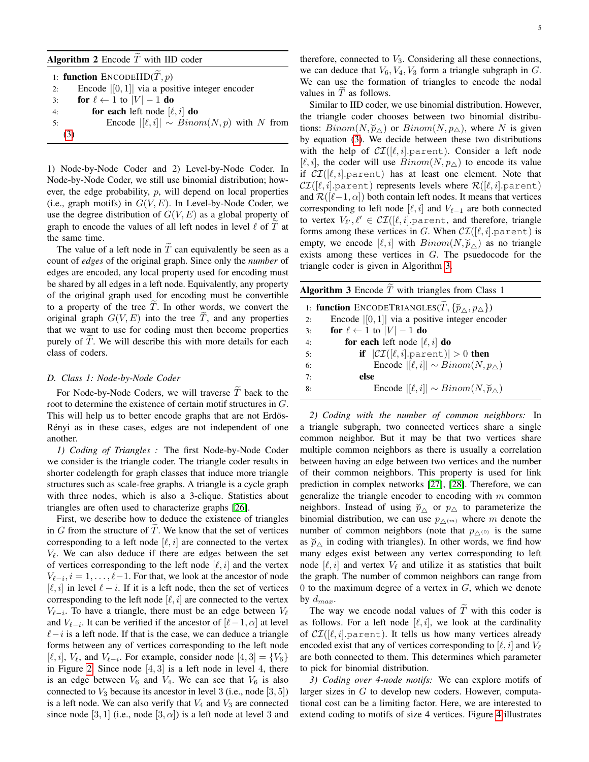**Algorithm 2** Encode $\widetilde{T}$ with IID coder

```
1: function ENCODEIID(T̃, p)
2:     Encode |[0, 1]| via a positive integer encoder
3:     for ℓ ← 1 to |V| − 1 do
4:         for each left node [ℓ, i] do
5:             Encode |[ℓ, i]| ∼ Binom(N, p) with N from (3)
```

1) Node-by-Node Coder and 2) Level-by-Node Coder. In Node-by-Node Coder, we still use binomial distribution; however, the edge probability, $p$, will depend on local properties (i.e., graph motifs) in $G(V, E)$. In Level-by-Node Coder, we use the degree distribution of $G(V, E)$ as a global property of graph to encode the values of all left nodes in level $\ell$ of $\widetilde{T}$ at the same time.

The value of a left node in $\widetilde{T}$ can equivalently be seen as a count of *edges* of the original graph. Since only the ***number*** of edges are encoded, any local property used for encoding must be shared by all edges in a left node. Equivalently, any property of the original graph used for encoding must be convertible to a property of the tree $\widetilde{T}$. In other words, we convert the original graph $G(V, E)$ into the tree $\widetilde{T}$, and any properties that we want to use for coding must then become properties purely of $\widetilde{T}$. We will describe this with more details for each class of coders.

### D. Class 1: Node-by-Node Coder

For Node-by-Node Coders, we will traverse $\widetilde{T}$ back to the root to determine the existence of certain motif structures in $G$. This will help us to better encode graphs that are not Erdös-Rényi as in these cases, edges are not independent of one another.

*1) Coding of Triangles :* The first Node-by-Node Coder we consider is the triangle coder. The triangle coder results in shorter codelength for graph classes that induce more triangle structures such as scale-free graphs. A triangle is a cycle graph with three nodes, which is also a 3-clique. Statistics about triangles are often used to characterize graphs [26].

First, we describe how to deduce the existence of triangles in $G$ from the structure of $\widetilde{T}$. We know that the set of vertices corresponding to a left node $[\ell, i]$ are connected to the vertex $V_\ell$. We can also deduce if there are edges between the set of vertices corresponding to the left node $[\ell, i]$ and the vertex $V_{\ell-i}, i = 1, \ldots, \ell-1$. For that, we look at the ancestor of node $[\ell, i]$ in level $\ell - i$. If it is a left node, then the set of vertices corresponding to the left node $[\ell, i]$ are connected to the vertex $V_{\ell-i}$. To have a triangle, there must be an edge between $V_\ell$ and $V_{\ell-i}$. It can be verified if the ancestor of $[\ell-1, \alpha]$ at level $\ell-i$ is a left node. If that is the case, we can deduce a triangle forms between any of vertices corresponding to the left node $[\ell, i]$, $V_\ell$, and $V_{\ell-i}$. For example, consider node $[4, 3] = \{V_6\}$ in Figure 2. Since node $[4, 3]$ is a left node in level 4, there is an edge between $V_6$ and $V_4$. We can see that $V_6$ is also connected to $V_3$ because its ancestor in level 3 (i.e., node $[3, 5]$) is a left node. We can also verify that $V_4$ and $V_3$ are connected since node $[3, 1]$ (i.e., node $[3, \alpha]$) is a left node at level 3 and therefore, connected to $V_3$. Considering all these connections, we can deduce that $V_6, V_4, V_3$ form a triangle subgraph in $G$. We can use the formation of triangles to encode the nodal values in $\widetilde{T}$ as follows.

Similar to IID coder, we use binomial distribution. However, the triangle coder chooses between two binomial distributions: $Binom(N, \breve{p}_\triangle)$ or $Binom(N, p_\triangle)$, where $N$ is given by equation (3). We decide between these two distributions with the help of $\mathcal{CI}([\ell, i].\texttt{parent})$. Consider a left node $[\ell, i]$, the coder will use $Binom(N, p_\triangle)$ to encode its value if $\mathcal{CI}([\ell, i].\texttt{parent})$ has at least one element. Note that $\mathcal{CI}([\ell, i].\texttt{parent})$ represents levels where $\mathcal{R}([\ell, i].\texttt{parent})$ and $\mathcal{R}([\ell-1, \alpha])$ both contain left nodes. It means that vertices corresponding to left node $[\ell, i]$ and $V_{\ell-1}$ are both connected to vertex $V_{\ell'}, \ell' \in \mathcal{CI}([\ell, i].\texttt{parent}$, and therefore, triangle forms among these vertices in $G$. When $\mathcal{CI}([\ell, i].\texttt{parent})$ is empty, we encode $[\ell, i]$ with $Binom(N, \breve{p}_\triangle)$ as no triangle exists among these vertices in $G$. The psuedocode for the triangle coder is given in Algorithm 3.

**Algorithm 3** Encode $\widetilde{T}$ with triangles from Class 1

```
1: function ENCODETRIANGLES(T̃, {p̆△, p△})
2:     Encode |[0, 1]| via a positive integer encoder
3:     for ℓ ← 1 to |V| − 1 do
4:         for each left node [ℓ, i] do
5:             if |CI([ℓ, i].parent)| > 0 then
6:                 Encode |[ℓ, i]| ∼ Binom(N, p△)
7:             else
8:                 Encode |[ℓ, i]| ∼ Binom(N, p̆△)
```

*2) Coding with the number of common neighbors:* In a triangle subgraph, two connected vertices share a single common neighbor. But it may be that two vertices share multiple common neighbors as there is usually a correlation between having an edge between two vertices and the number of their common neighbors. This property is used for link prediction in complex networks [27], [28]. Therefore, we can generalize the triangle encoder to encoding with $m$ common neighbors. Instead of using $\breve{p}_\triangle$ or $p_\triangle$ to parameterize the binomial distribution, we can use $p_{\triangle^{(m)}}$ where $m$ denote the number of common neighbors (note that $p_{\triangle^{(0)}}$ is the same as $\breve{p}_\triangle$ in coding with triangles). In other words, we find how many edges exist between any vertex corresponding to left node $[\ell, i]$ and vertex $V_\ell$ and utilize it as statistics that built the graph. The number of common neighbors can range from 0 to the maximum degree of a vertex in $G$, which we denote by $d_{max}$.

The way we encode nodal values of $\widetilde{T}$ with this coder is as follows. For a left node $[\ell, i]$, we look at the cardinality of $\mathcal{CI}([\ell, i].\texttt{parent})$. It tells us how many vertices already encoded exist that any of vertices corresponding to $[\ell, i]$ and $V_\ell$ are both connected to them. This determines which parameter to pick for binomial distribution.

*3) Coding over 4-node motifs:* We can explore motifs of larger sizes in $G$ to develop new coders. However, computational cost can be a limiting factor. Here, we are interested to extend coding to motifs of size 4 vertices. Figure 4 illustrates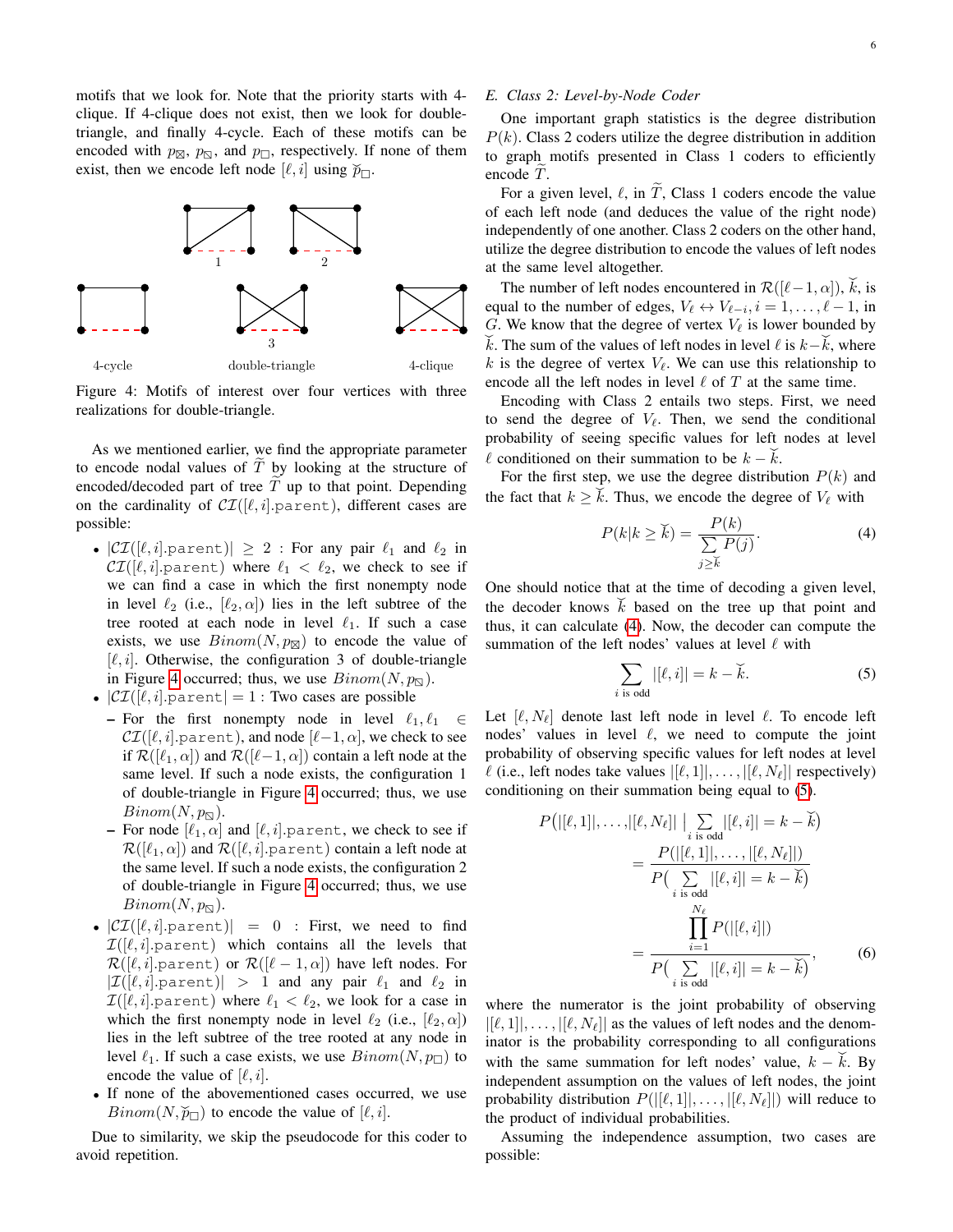motifs that we look for. Note that the priority starts with 4-clique. If 4-clique does not exist, then we look for double-triangle, and finally 4-cycle. Each of these motifs can be encoded with $p_{\boxtimes}$, $p_{\boxslash}$, and $p_{\square}$, respectively. If none of them exist, then we encode left node $[\ell, i]$ using $\breve{p}_{\square}$.

Figure 4: Motifs of interest over four vertices with three realizations for double-triangle.

As we mentioned earlier, we find the appropriate parameter to encode nodal values of $\widetilde{T}$ by looking at the structure of encoded/decoded part of tree $\widetilde{T}$ up to that point. Depending on the cardinality of $\mathcal{CI}([\ell, i].\texttt{parent})$, different cases are possible:

- $|\mathcal{CI}([\ell, i].\texttt{parent})| \geq 2$ : For any pair $\ell_1$ and $\ell_2$ in $\mathcal{CI}([\ell, i].\texttt{parent})$ where $\ell_1 < \ell_2$, we check to see if we can find a case in which the first nonempty node in level $\ell_2$ (i.e., $[\ell_2, \alpha]$) lies in the left subtree of the tree rooted at each node in level $\ell_1$. If such a case exists, we use $Binom(N, p_{\boxtimes})$ to encode the value of $[\ell, i]$. Otherwise, the configuration 3 of double-triangle in Figure 4 occurred; thus, we use $Binom(N, p_{\boxslash})$.
- $|\mathcal{CI}([\ell, i].\texttt{parent}| = 1$ : Two cases are possible
  - For the first nonempty node in level $\ell_1, \ell_1 \in \mathcal{CI}([\ell, i].\texttt{parent})$, and node $[\ell-1, \alpha]$, we check to see if $\mathcal{R}([\ell_1, \alpha])$ and $\mathcal{R}([\ell-1, \alpha])$ contain a left node at the same level. If such a node exists, the configuration 1 of double-triangle in Figure 4 occurred; thus, we use $Binom(N, p_{\boxslash})$.
  - For node $[\ell_1, \alpha]$ and $[\ell, i].\texttt{parent}$, we check to see if $\mathcal{R}([\ell_1, \alpha])$ and $\mathcal{R}([\ell, i].\texttt{parent})$ contain a left node at the same level. If such a node exists, the configuration 2 of double-triangle in Figure 4 occurred; thus, we use $Binom(N, p_{\boxslash})$.
- $|\mathcal{CI}([\ell, i].\texttt{parent})| = 0$ : First, we need to find $\mathcal{I}([\ell, i].\texttt{parent})$ which contains all the levels that $\mathcal{R}([\ell, i].\texttt{parent})$ or $\mathcal{R}([\ell-1, \alpha])$ have left nodes. For $|\mathcal{I}([\ell, i].\texttt{parent})| > 1$ and any pair $\ell_1$ and $\ell_2$ in $\mathcal{I}([\ell, i].\texttt{parent})$ where $\ell_1 < \ell_2$, we look for a case in which the first nonempty node in level $\ell_2$ (i.e., $[\ell_2, \alpha]$) lies in the left subtree of the tree rooted at any node in level $\ell_1$. If such a case exists, we use $Binom(N, p_{\square})$ to encode the value of $[\ell, i]$.
- If none of the abovementioned cases occurred, we use $Binom(N, \breve{p}_{\square})$ to encode the value of $[\ell, i]$.

Due to similarity, we skip the pseudocode for this coder to avoid repetition.

### E. Class 2: Level-by-Node Coder

One important graph statistics is the degree distribution $P(k)$. Class 2 coders utilize the degree distribution in addition to graph motifs presented in Class 1 coders to efficiently encode $\widetilde{T}$.

For a given level, $\ell$, in $\widetilde{T}$, Class 1 coders encode the value of each left node (and deduces the value of the right node) independently of one another. Class 2 coders on the other hand, utilize the degree distribution to encode the values of left nodes at the same level altogether.

The number of left nodes encountered in $\mathcal{R}([\ell-1, \alpha])$, $\breve{k}$, is equal to the number of edges, $V_\ell \leftrightarrow V_{\ell-i}, i = 1, \ldots, \ell-1$, in $G$. We know that the degree of vertex $V_\ell$ is lower bounded by $\breve{k}$. The sum of the values of left nodes in level $\ell$ is $k - \breve{k}$, where $k$ is the degree of vertex $V_\ell$. We can use this relationship to encode all the left nodes in level $\ell$ of $T$ at the same time.

Encoding with Class 2 entails two steps. First, we need to send the degree of $V_\ell$. Then, we send the conditional probability of seeing specific values for left nodes at level $\ell$ conditioned on their summation to be $k - \breve{k}$.

For the first step, we use the degree distribution $P(k)$ and the fact that $k \geq \breve{k}$. Thus, we encode the degree of $V_\ell$ with

$$P(k|k \geq \breve{k}) = \frac{P(k)}{\sum\limits_{j \geq \breve{k}} P(j)}. \tag{4}$$

One should notice that at the time of decoding a given level, the decoder knows $\breve{k}$ based on the tree up that point and thus, it can calculate (4). Now, the decoder can compute the summation of the left nodes' values at level $\ell$ with

$$\sum_{i \text{ is odd}} |[\ell, i]| = k - \breve{k}. \tag{5}$$

Let $[\ell, N_\ell]$ denote last left node in level $\ell$. To encode left nodes' values in level $\ell$, we need to compute the joint probability of observing specific values for left nodes at level $\ell$ (i.e., left nodes take values $|[\ell, 1]|, \ldots, |[\ell, N_\ell]|$ respectively) conditioning on their summation being equal to (5).

$$\begin{aligned} P\Big(|[\ell, 1]|, \ldots, |[\ell, N_\ell]| \;\Big|\; \sum_{i \text{ is odd}} |[\ell, i]| = k - \breve{k}\Big) \\ = \frac{P(|[\ell, 1]|, \ldots, |[\ell, N_\ell]|)}{P\Big(\sum\limits_{i \text{ is odd}} |[\ell, i]| = k - \breve{k}\Big)} \\ = \frac{\prod\limits_{i=1}^{N_\ell} P(|[\ell, i]|)}{P\Big(\sum\limits_{i \text{ is odd}} |[\ell, i]| = k - \breve{k}\Big)}, \end{aligned} \tag{6}$$

where the numerator is the joint probability of observing $|[\ell, 1]|, \ldots, |[\ell, N_\ell]|$ as the values of left nodes and the denominator is the probability corresponding to all configurations with the same summation for left nodes' value, $k - \breve{k}$. By independent assumption on the values of left nodes, the joint probability distribution $P(|[\ell, 1]|, \ldots, |[\ell, N_\ell]|)$ will reduce to the product of individual probabilities.

Assuming the independence assumption, two cases are possible: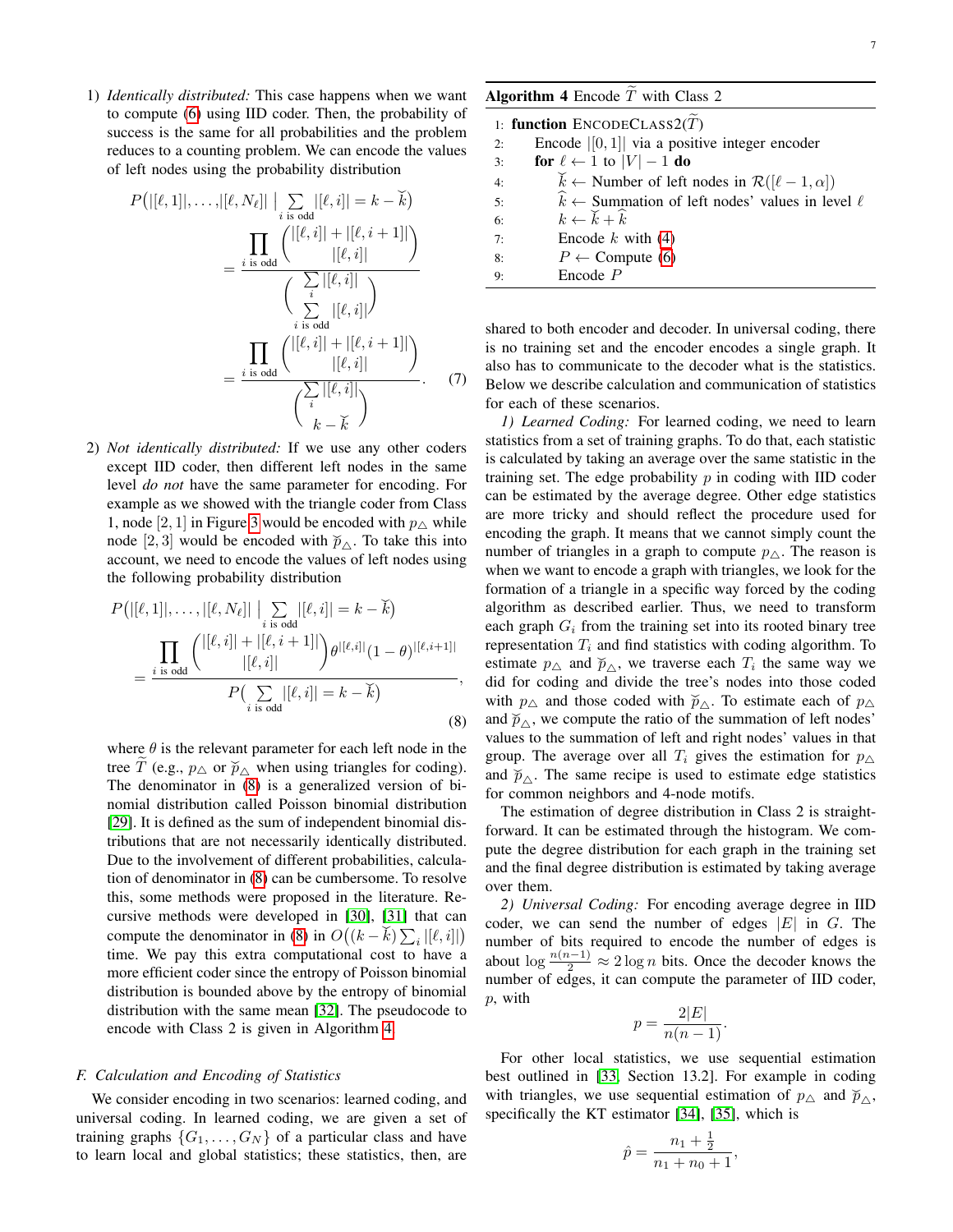1) *Identically distributed:* This case happens when we want to compute (6) using IID coder. Then, the probability of success is the same for all probabilities and the problem reduces to a counting problem. We can encode the values of left nodes using the probability distribution

$$
\begin{aligned}
P\big(|[\ell,1]|,\ldots,|[\ell,N_\ell]| \;\big|\; \sum_{i \text{ is odd}} |[\ell,i]| = k - \breve{k}\big) \\
= \frac{\prod_{i \text{ is odd}} \binom{|[\ell,i]| + |[\ell,i+1]|}{|[\ell,i]|}}{\binom{\sum_i |[\ell,i]|}{\sum_{i \text{ is odd}} |[\ell,i]|}} \\
= \frac{\prod_{i \text{ is odd}} \binom{|[\ell,i]| + |[\ell,i+1]|}{|[\ell,i]|}}{\binom{\sum_i |[\ell,i]|}{k - \breve{k}}}. \qquad (7)
\end{aligned}
$$

2) *Not identically distributed:* If we use any other coders except IID coder, then different left nodes in the same level *do not* have the same parameter for encoding. For example as we showed with the triangle coder from Class 1, node $[2,1]$ in Figure 3 would be encoded with $p_\triangle$ while node $[2,3]$ would be encoded with $\breve{p}_\triangle$. To take this into account, we need to encode the values of left nodes using the following probability distribution

$$
\begin{aligned}
P\big(|[\ell,1]|,\ldots,|[\ell,N_\ell]| \;\big|\; \sum_{i \text{ is odd}} |[\ell,i]| = k - \breve{k}\big) \\
= \frac{\prod_{i \text{ is odd}} \binom{|[\ell,i]| + |[\ell,i+1]|}{|[\ell,i]|} \theta^{|[\ell,i]|}(1-\theta)^{|[\ell,i+1]|}}{P\big(\sum_{i \text{ is odd}} |[\ell,i]| = k - \breve{k}\big)}, \qquad (8)
\end{aligned}
$$

where $\theta$ is the relevant parameter for each left node in the tree $\widetilde{T}$ (e.g., $p_\triangle$ or $\breve{p}_\triangle$ when using triangles for coding). The denominator in (8) is a generalized version of binomial distribution called Poisson binomial distribution [29]. It is defined as the sum of independent binomial distributions that are not necessarily identically distributed. Due to the involvement of different probabilities, calculation of denominator in (8) can be cumbersome. To resolve this, some methods were proposed in the literature. Recursive methods were developed in [30], [31] that can compute the denominator in (8) in $O\big((k-\breve{k})\sum_i |[\ell,i]|\big)$ time. We pay this extra computational cost to have a more efficient coder since the entropy of Poisson binomial distribution is bounded above by the entropy of binomial distribution with the same mean [32]. The pseudocode to encode with Class 2 is given in Algorithm 4.

**Algorithm 4** Encode $\widetilde{T}$ with Class 2

```
1: function ENCODECLASS2(T̃)
2:     Encode |[0,1]| via a positive integer encoder
3:     for ℓ ← 1 to |V| − 1 do
4:         k̆ ← Number of left nodes in R([ℓ − 1, α])
5:         k̂ ← Summation of left nodes' values in level ℓ
6:         k ← k̆ + k̂
7:         Encode k with (4)
8:         P ← Compute (6)
9:         Encode P
```

### F. Calculation and Encoding of Statistics

We consider encoding in two scenarios: learned coding, and universal coding. In learned coding, we are given a set of training graphs $\{G_1,\ldots,G_N\}$ of a particular class and have to learn local and global statistics; these statistics, then, are shared to both encoder and decoder. In universal coding, there is no training set and the encoder encodes a single graph. It also has to communicate to the decoder what is the statistics. Below we describe calculation and communication of statistics for each of these scenarios.

*1) Learned Coding:* For learned coding, we need to learn statistics from a set of training graphs. To do that, each statistic is calculated by taking an average over the same statistic in the training set. The edge probability $p$ in coding with IID coder can be estimated by the average degree. Other edge statistics are more tricky and should reflect the procedure used for encoding the graph. It means that we cannot simply count the number of triangles in a graph to compute $p_\triangle$. The reason is when we want to encode a graph with triangles, we look for the formation of a triangle in a specific way forced by the coding algorithm as described earlier. Thus, we need to transform each graph $G_i$ from the training set into its rooted binary tree representation $T_i$ and find statistics with coding algorithm. To estimate $p_\triangle$ and $\breve{p}_\triangle$, we traverse each $T_i$ the same way we did for coding and divide the tree's nodes into those coded with $p_\triangle$ and those coded with $\breve{p}_\triangle$. To estimate each of $p_\triangle$ and $\breve{p}_\triangle$, we compute the ratio of the summation of left nodes' values to the summation of left and right nodes' values in that group. The average over all $T_i$ gives the estimation for $p_\triangle$ and $\breve{p}_\triangle$. The same recipe is used to estimate edge statistics for common neighbors and 4-node motifs.

The estimation of degree distribution in Class 2 is straightforward. It can be estimated through the histogram. We compute the degree distribution for each graph in the training set and the final degree distribution is estimated by taking average over them.

*2) Universal Coding:* For encoding average degree in IID coder, we can send the number of edges $|E|$ in $G$. The number of bits required to encode the number of edges is about $\log \frac{n(n-1)}{2} \approx 2\log n$ bits. Once the decoder knows the number of edges, it can compute the parameter of IID coder, $p$, with

$$
p = \frac{2|E|}{n(n-1)}.
$$

For other local statistics, we use sequential estimation best outlined in [33, Section 13.2]. For example in coding with triangles, we use sequential estimation of $p_\triangle$ and $\breve{p}_\triangle$, specifically the KT estimator [34], [35], which is

$$
\hat{p} = \frac{n_1 + \frac{1}{2}}{n_1 + n_0 + 1},
$$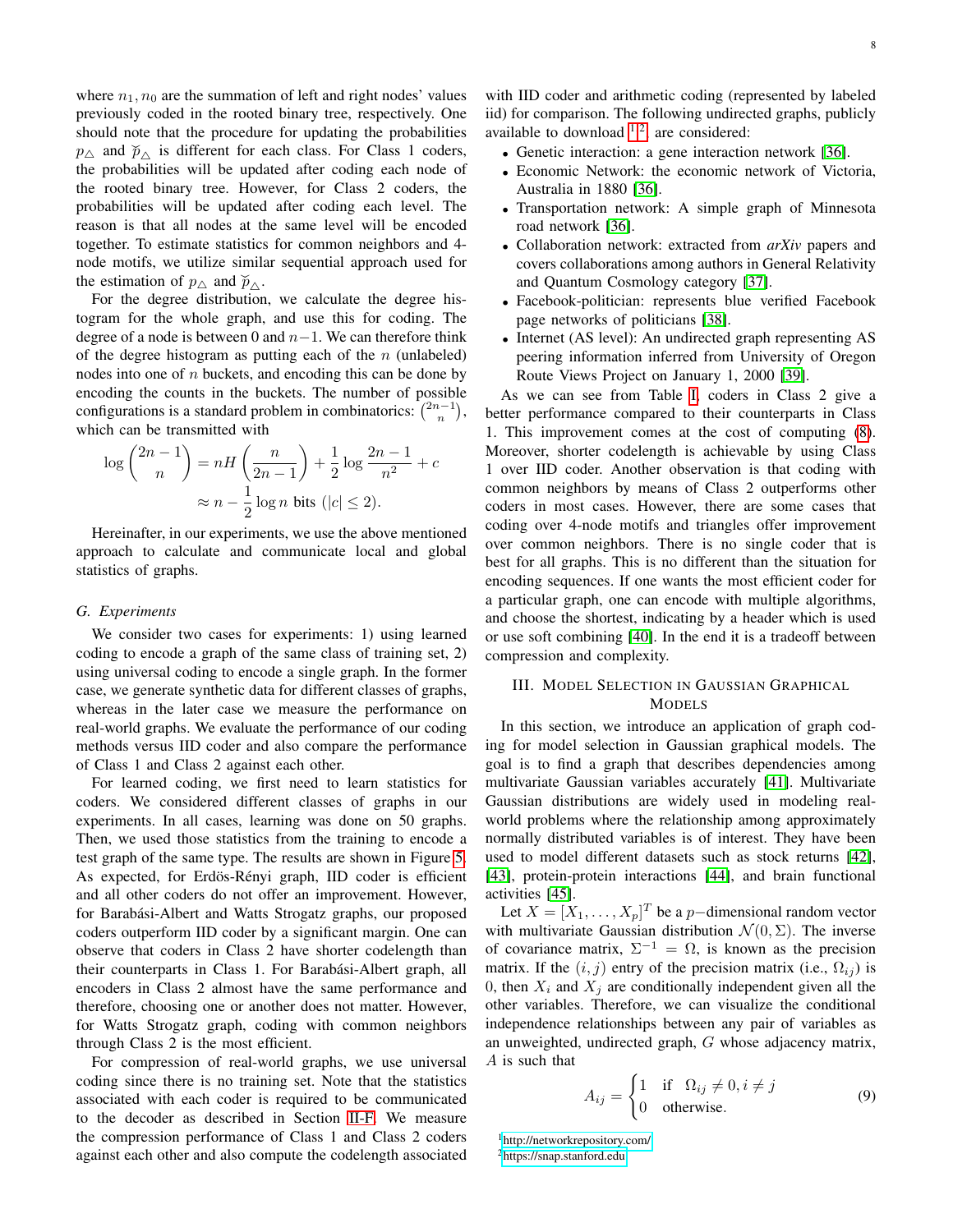where $n_1, n_0$ are the summation of left and right nodes' values previously coded in the rooted binary tree, respectively. One should note that the procedure for updating the probabilities $p_\triangle$ and $\breve{p}_\triangle$ is different for each class. For Class 1 coders, the probabilities will be updated after coding each node of the rooted binary tree. However, for Class 2 coders, the probabilities will be updated after coding each level. The reason is that all nodes at the same level will be encoded together. To estimate statistics for common neighbors and 4-node motifs, we utilize similar sequential approach used for the estimation of $p_\triangle$ and $\breve{p}_\triangle$.

For the degree distribution, we calculate the degree histogram for the whole graph, and use this for coding. The degree of a node is between 0 and $n-1$. We can therefore think of the degree histogram as putting each of the $n$ (unlabeled) nodes into one of $n$ buckets, and encoding this can be done by encoding the counts in the buckets. The number of possible configurations is a standard problem in combinatorics: $\binom{2n-1}{n}$, which can be transmitted with

$$\log \binom{2n-1}{n} = nH\left(\frac{n}{2n-1}\right) + \frac{1}{2}\log\frac{2n-1}{n^2} + c$$
$$\approx n - \frac{1}{2}\log n \text{ bits } (|c| \leq 2).$$

Hereinafter, in our experiments, we use the above mentioned approach to calculate and communicate local and global statistics of graphs.

### G. Experiments

We consider two cases for experiments: 1) using learned coding to encode a graph of the same class of training set, 2) using universal coding to encode a single graph. In the former case, we generate synthetic data for different classes of graphs, whereas in the later case we measure the performance on real-world graphs. We evaluate the performance of our coding methods versus IID coder and also compare the performance of Class 1 and Class 2 against each other.

For learned coding, we first need to learn statistics for coders. We considered different classes of graphs in our experiments. In all cases, learning was done on 50 graphs. Then, we used those statistics from the training to encode a test graph of the same type. The results are shown in Figure 5. As expected, for Erdös-Rényi graph, IID coder is efficient and all other coders do not offer an improvement. However, for Barabási-Albert and Watts Strogatz graphs, our proposed coders outperform IID coder by a significant margin. One can observe that coders in Class 2 have shorter codelength than their counterparts in Class 1. For Barabási-Albert graph, all encoders in Class 2 almost have the same performance and therefore, choosing one or another does not matter. However, for Watts Strogatz graph, coding with common neighbors through Class 2 is the most efficient.

For compression of real-world graphs, we use universal coding since there is no training set. Note that the statistics associated with each coder is required to be communicated to the decoder as described in Section II-F. We measure the compression performance of Class 1 and Class 2 coders against each other and also compute the codelength associated with IID coder and arithmetic coding (represented by labeled iid) for comparison. The following undirected graphs, publicly available to download [1] [2], are considered:

- Genetic interaction: a gene interaction network [36].
- Economic Network: the economic network of Victoria, Australia in 1880 [36].
- Transportation network: A simple graph of Minnesota road network [36].
- Collaboration network: extracted from *arXiv* papers and covers collaborations among authors in General Relativity and Quantum Cosmology category [37].
- Facebook-politician: represents blue verified Facebook page networks of politicians [38].
- Internet (AS level): An undirected graph representing AS peering information inferred from University of Oregon Route Views Project on January 1, 2000 [39].

As we can see from Table I, coders in Class 2 give a better performance compared to their counterparts in Class 1. This improvement comes at the cost of computing (8). Moreover, shorter codelength is achievable by using Class 1 over IID coder. Another observation is that coding with common neighbors by means of Class 2 outperforms other coders in most cases. However, there are some cases that coding over 4-node motifs and triangles offer improvement over common neighbors. There is no single coder that is best for all graphs. This is no different than the situation for encoding sequences. If one wants the most efficient coder for a particular graph, one can encode with multiple algorithms, and choose the shortest, indicating by a header which is used or use soft combining [40]. In the end it is a tradeoff between compression and complexity.

## III. Model Selection in Gaussian Graphical Models

In this section, we introduce an application of graph coding for model selection in Gaussian graphical models. The goal is to find a graph that describes dependencies among multivariate Gaussian variables accurately [41]. Multivariate Gaussian distributions are widely used in modeling real-world problems where the relationship among approximately normally distributed variables is of interest. They have been used to model different datasets such as stock returns [42], [43], protein-protein interactions [44], and brain functional activities [45].

Let $X = [X_1, \ldots, X_p]^T$ be a $p-$dimensional random vector with multivariate Gaussian distribution $\mathcal{N}(0, \Sigma)$. The inverse of covariance matrix, $\Sigma^{-1} = \Omega$, is known as the precision matrix. If the $(i, j)$ entry of the precision matrix (i.e., $\Omega_{ij}$) is 0, then $X_i$ and $X_j$ are conditionally independent given all the other variables. Therefore, we can visualize the conditional independence relationships between any pair of variables as an unweighted, undirected graph, $G$ whose adjacency matrix, $A$ is such that

$$A_{ij} = \begin{cases} 1 & \text{if} \quad \Omega_{ij} \neq 0, i \neq j \\ 0 & \text{otherwise.} \end{cases} \tag{9}$$

[1] http://networkrepository.com/

[2] https://snap.stanford.edu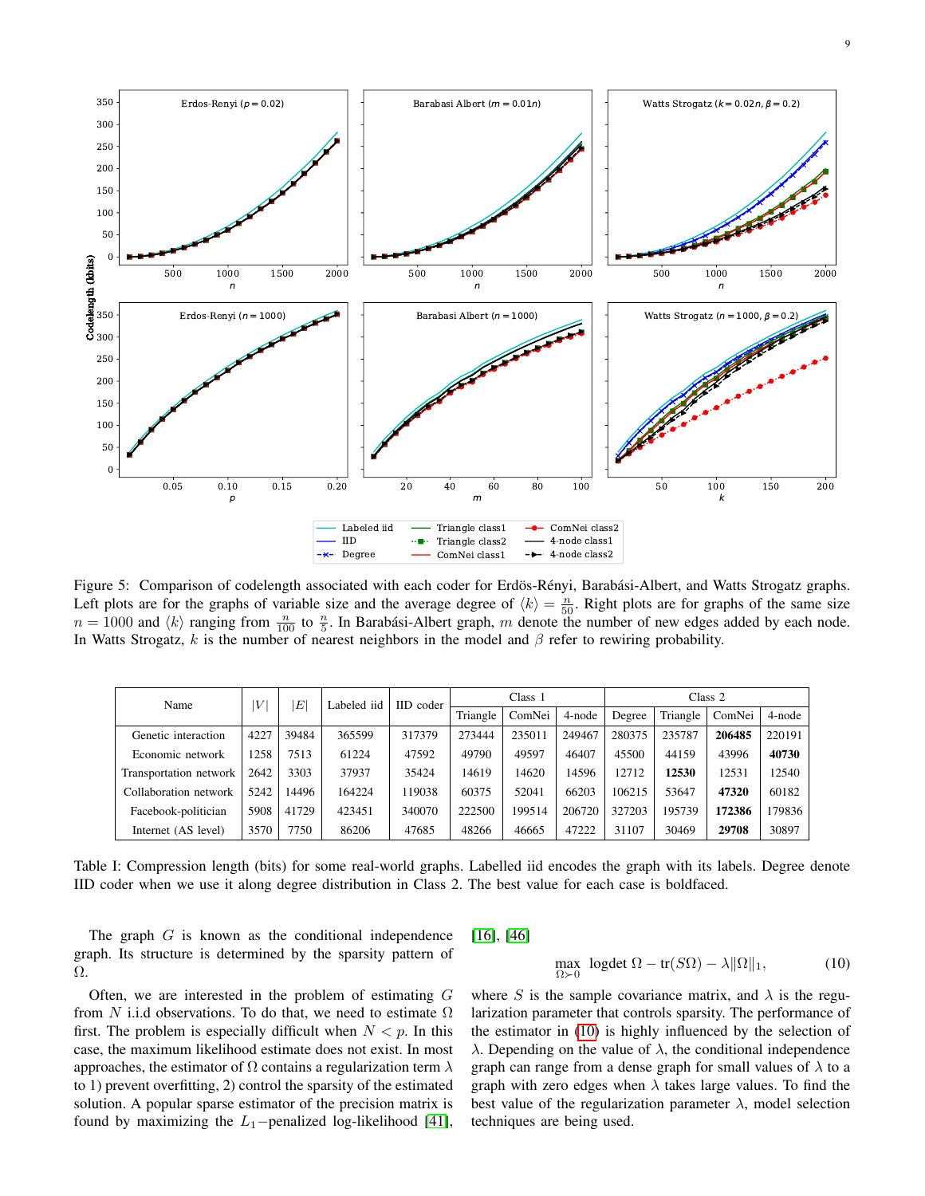Figure 5: Comparison of codelength associated with each coder for Erdös-Rényi, Barabási-Albert, and Watts Strogatz graphs. Left plots are for the graphs of variable size and the average degree of $\langle k \rangle = \frac{n}{50}$. Right plots are for graphs of the same size $n = 1000$ and $\langle k \rangle$ ranging from $\frac{n}{100}$ to $\frac{n}{5}$. In Barabási-Albert graph, $m$ denote the number of new edges added by each node. In Watts Strogatz, $k$ is the number of nearest neighbors in the model and $\beta$ refer to rewiring probability.

| Name | $\lvert V\rvert$ | $\lvert E\rvert$ | Labeled iid | IID coder | Class 1 | | | Class 2 | | | |
|---|---|---|---|---|---|---|---|---|---|---|---|
| | | | | | Triangle | ComNei | 4-node | Degree | Triangle | ComNei | 4-node |
| Genetic interaction | 4227 | 39484 | 365599 | 317379 | 273444 | 235011 | 249467 | 280375 | 235787 | **206485** | 220191 |
| Economic network | 1258 | 7513 | 61224 | 47592 | 49790 | 49597 | 46407 | 45500 | 44159 | 43996 | **40730** |
| Transportation network | 2642 | 3303 | 37937 | 35424 | 14619 | 14620 | 14596 | 12712 | **12530** | 12531 | 12540 |
| Collaboration network | 5242 | 14496 | 164224 | 119038 | 60375 | 52041 | 66203 | 106215 | 53647 | **47320** | 60182 |
| Facebook-politician | 5908 | 41729 | 423451 | 340070 | 222500 | 199514 | 206720 | 327203 | 195739 | **172386** | 179836 |
| Internet (AS level) | 3570 | 7750 | 86206 | 47685 | 48266 | 46665 | 47222 | 31107 | 30469 | **29708** | 30897 |

Table I: Compression length (bits) for some real-world graphs. Labelled iid encodes the graph with its labels. Degree denote IID coder when we use it along degree distribution in Class 2. The best value for each case is boldfaced.

The graph $G$ is known as the conditional independence graph. Its structure is determined by the sparsity pattern of $\Omega$.

Often, we are interested in the problem of estimating $G$ from $N$ i.i.d observations. To do that, we need to estimate $\Omega$ first. The problem is especially difficult when $N < p$. In this case, the maximum likelihood estimate does not exist. In most approaches, the estimator of $\Omega$ contains a regularization term $\lambda$ to 1) prevent overfitting, 2) control the sparsity of the estimated solution. A popular sparse estimator of the precision matrix is found by maximizing the $L_1-$penalized log-likelihood [41], [16], [46]

$$\max_{\Omega \succ 0} \; \text{logdet}\, \Omega - \text{tr}(S\Omega) - \lambda \|\Omega\|_1, \tag{10}$$

where $S$ is the sample covariance matrix, and $\lambda$ is the regularization parameter that controls sparsity. The performance of the estimator in (10) is highly influenced by the selection of $\lambda$. Depending on the value of $\lambda$, the conditional independence graph can range from a dense graph for small values of $\lambda$ to a graph with zero edges when $\lambda$ takes large values. To find the best value of the regularization parameter $\lambda$, model selection techniques are being used.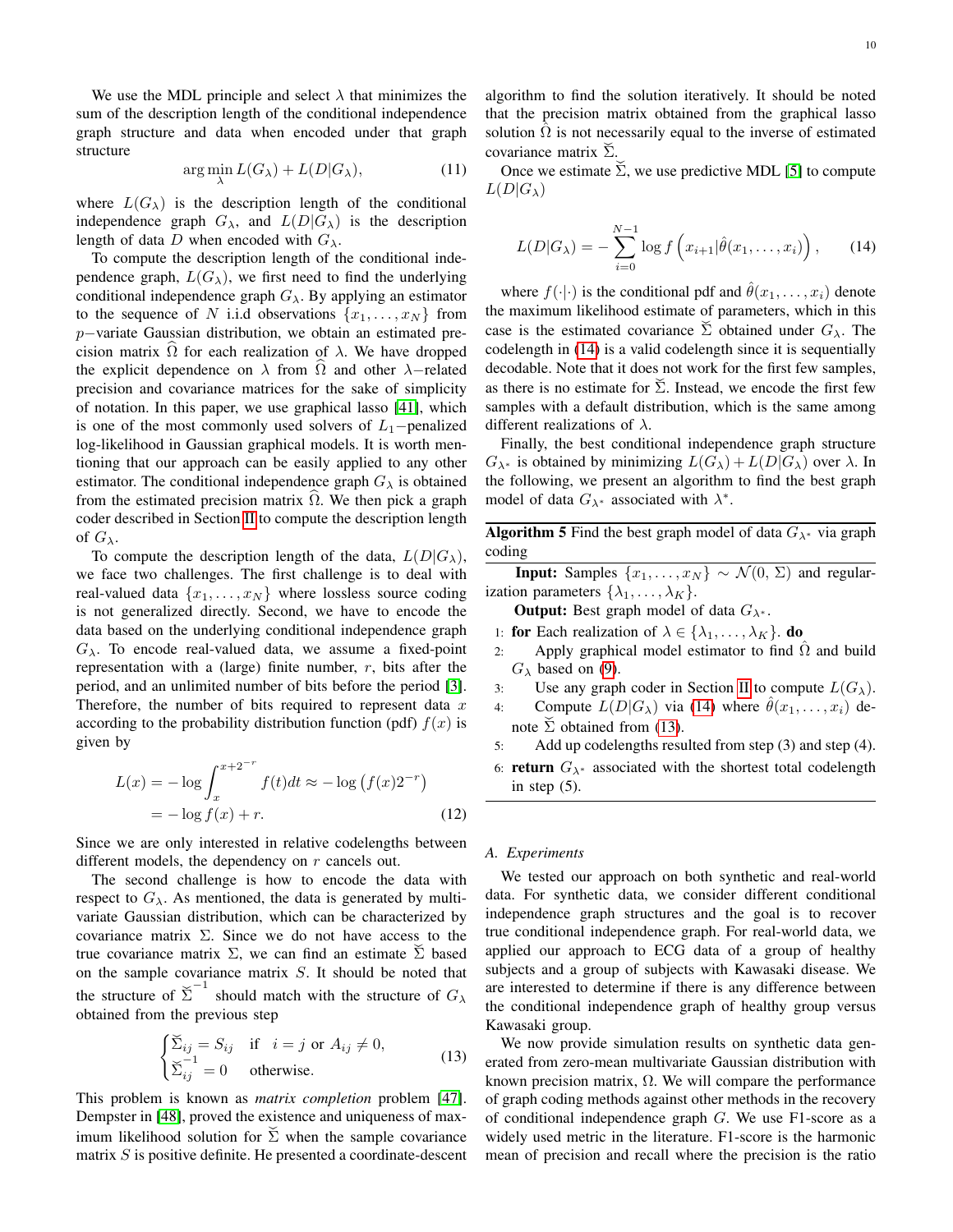We use the MDL principle and select $\lambda$ that minimizes the sum of the description length of the conditional independence graph structure and data when encoded under that graph structure

$$\arg\min_{\lambda} L(G_\lambda) + L(D|G_\lambda), \tag{11}$$

where $L(G_\lambda)$ is the description length of the conditional independence graph $G_\lambda$, and $L(D|G_\lambda)$ is the description length of data $D$ when encoded with $G_\lambda$.

To compute the description length of the conditional independence graph, $L(G_\lambda)$, we first need to find the underlying conditional independence graph $G_\lambda$. By applying an estimator to the sequence of $N$ i.i.d observations $\{x_1, \ldots, x_N\}$ from $p-$variate Gaussian distribution, we obtain an estimated precision matrix $\widehat{\Omega}$ for each realization of $\lambda$. We have dropped the explicit dependence on $\lambda$ from $\widehat{\Omega}$ and other $\lambda-$related precision and covariance matrices for the sake of simplicity of notation. In this paper, we use graphical lasso [41], which is one of the most commonly used solvers of $L_1-$penalized log-likelihood in Gaussian graphical models. It is worth mentioning that our approach can be easily applied to any other estimator. The conditional independence graph $G_\lambda$ is obtained from the estimated precision matrix $\widehat{\Omega}$. We then pick a graph coder described in Section II to compute the description length of $G_\lambda$.

To compute the description length of the data, $L(D|G_\lambda)$, we face two challenges. The first challenge is to deal with real-valued data $\{x_1, \ldots, x_N\}$ where lossless source coding is not generalized directly. Second, we have to encode the data based on the underlying conditional independence graph $G_\lambda$. To encode real-valued data, we assume a fixed-point representation with a (large) finite number, $r$, bits after the period, and an unlimited number of bits before the period [3]. Therefore, the number of bits required to represent data $x$ according to the probability distribution function (pdf) $f(x)$ is given by

$$\begin{aligned} L(x) &= -\log \int_{x}^{x+2^{-r}} f(t)dt \approx -\log\left(f(x)2^{-r}\right) \\ &= -\log f(x) + r. \end{aligned} \tag{12}$$

Since we are only interested in relative codelengths between different models, the dependency on $r$ cancels out.

The second challenge is how to encode the data with respect to $G_\lambda$. As mentioned, the data is generated by multivariate Gaussian distribution, which can be characterized by covariance matrix $\Sigma$. Since we do not have access to the true covariance matrix $\Sigma$, we can find an estimate $\breve{\Sigma}$ based on the sample covariance matrix $S$. It should be noted that the structure of $\breve{\Sigma}^{-1}$ should match with the structure of $G_\lambda$ obtained from the previous step

$$\begin{cases} \breve{\Sigma}_{ij} = S_{ij} & \text{if} \quad i = j \text{ or } A_{ij} \neq 0, \\ \breve{\Sigma}^{-1}_{ij} = 0 & \text{otherwise.} \end{cases} \tag{13}$$

This problem is known as *matrix completion* problem [47]. Dempster in [48], proved the existence and uniqueness of maximum likelihood solution for $\breve{\Sigma}$ when the sample covariance matrix $S$ is positive definite. He presented a coordinate-descent algorithm to find the solution iteratively. It should be noted that the precision matrix obtained from the graphical lasso solution $\widehat{\Omega}$ is not necessarily equal to the inverse of estimated covariance matrix $\breve{\Sigma}$.

Once we estimate $\breve{\Sigma}$, we use predictive MDL [5] to compute $L(D|G_\lambda)$

$$L(D|G_\lambda) = -\sum_{i=0}^{N-1} \log f\left(x_{i+1}|\hat{\theta}(x_1, \ldots, x_i)\right), \tag{14}$$

where $f(\cdot|\cdot)$ is the conditional pdf and $\hat{\theta}(x_1, \ldots, x_i)$ denote the maximum likelihood estimate of parameters, which in this case is the estimated covariance $\breve{\Sigma}$ obtained under $G_\lambda$. The codelength in (14) is a valid codelength since it is sequentially decodable. Note that it does not work for the first few samples, as there is no estimate for $\breve{\Sigma}$. Instead, we encode the first few samples with a default distribution, which is the same among different realizations of $\lambda$.

Finally, the best conditional independence graph structure $G_{\lambda^*}$ is obtained by minimizing $L(G_\lambda) + L(D|G_\lambda)$ over $\lambda$. In the following, we present an algorithm to find the best graph model of data $G_{\lambda^*}$ associated with $\lambda^*$.

**Algorithm 5** Find the best graph model of data $G_{\lambda^*}$ via graph coding

**Input:** Samples $\{x_1, \ldots, x_N\} \sim \mathcal{N}(0, \Sigma)$ and regularization parameters $\{\lambda_1, \ldots, \lambda_K\}$.

**Output:** Best graph model of data $G_{\lambda^*}$.

1: **for** Each realization of $\lambda \in \{\lambda_1, \ldots, \lambda_K\}$. **do**
2: Apply graphical model estimator to find $\hat{\Omega}$ and build $G_\lambda$ based on (9).
3: Use any graph coder in Section II to compute $L(G_\lambda)$.
4: Compute $L(D|G_\lambda)$ via (14) where $\hat{\theta}(x_1, \ldots, x_i)$ denote $\breve{\Sigma}$ obtained from (13).
5: Add up codelengths resulted from step (3) and step (4).
6: **return** $G_{\lambda^*}$ associated with the shortest total codelength in step (5).

### A. Experiments

We tested our approach on both synthetic and real-world data. For synthetic data, we consider different conditional independence graph structures and the goal is to recover true conditional independence graph. For real-world data, we applied our approach to ECG data of a group of healthy subjects and a group of subjects with Kawasaki disease. We are interested to determine if there is any difference between the conditional independence graph of healthy group versus Kawasaki group.

We now provide simulation results on synthetic data generated from zero-mean multivariate Gaussian distribution with known precision matrix, $\Omega$. We will compare the performance of graph coding methods against other methods in the recovery of conditional independence graph $G$. We use F1-score as a widely used metric in the literature. F1-score is the harmonic mean of precision and recall where the precision is the ratio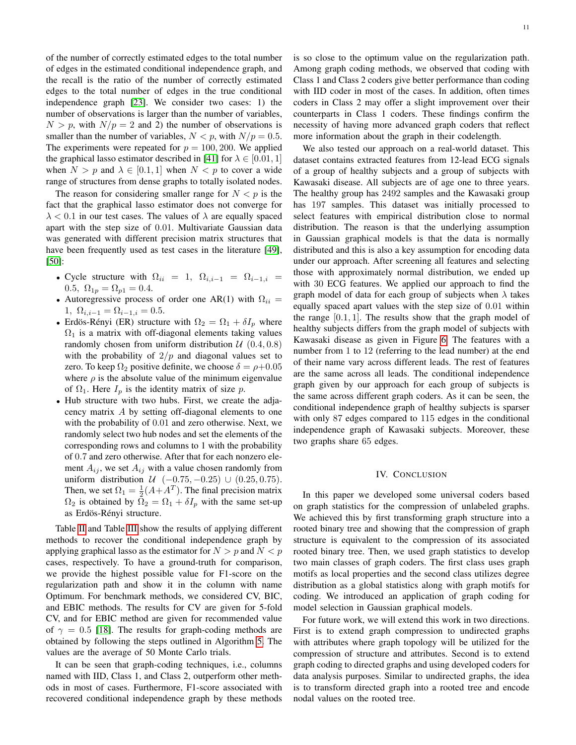of the number of correctly estimated edges to the total number of edges in the estimated conditional independence graph, and the recall is the ratio of the number of correctly estimated edges to the total number of edges in the true conditional independence graph [23]. We consider two cases: 1) the number of observations is larger than the number of variables, $N > p$, with $N/p = 2$ and 2) the number of observations is smaller than the number of variables, $N < p$, with $N/p = 0.5$. The experiments were repeated for $p = 100, 200$. We applied the graphical lasso estimator described in [41] for $\lambda \in [0.01, 1]$ when $N > p$ and $\lambda \in [0.1, 1]$ when $N < p$ to cover a wide range of structures from dense graphs to totally isolated nodes.

The reason for considering smaller range for $N < p$ is the fact that the graphical lasso estimator does not converge for $\lambda < 0.1$ in our test cases. The values of $\lambda$ are equally spaced apart with the step size of 0.01. Multivariate Gaussian data was generated with different precision matrix structures that have been frequently used as test cases in the literature [49], [50]:

- Cycle structure with $\Omega_{ii} = 1$, $\Omega_{i,i-1} = \Omega_{i-1,i} = 0.5$, $\Omega_{1p} = \Omega_{p1} = 0.4$.
- Autoregressive process of order one AR(1) with $\Omega_{ii} = 1$, $\Omega_{i,i-1} = \Omega_{i-1,i} = 0.5$.
- Erdös-Rényi (ER) structure with $\Omega_2 = \Omega_1 + \delta I_p$ where $\Omega_1$ is a matrix with off-diagonal elements taking values randomly chosen from uniform distribution $\mathcal{U}$ $(0.4, 0.8)$ with the probability of $2/p$ and diagonal values set to zero. To keep $\Omega_2$ positive definite, we choose $\delta = \rho + 0.05$ where $\rho$ is the absolute value of the minimum eigenvalue of $\Omega_1$. Here $I_p$ is the identity matrix of size $p$.
- Hub structure with two hubs. First, we create the adjacency matrix $A$ by setting off-diagonal elements to one with the probability of 0.01 and zero otherwise. Next, we randomly select two hub nodes and set the elements of the corresponding rows and columns to 1 with the probability of 0.7 and zero otherwise. After that for each nonzero element $A_{ij}$, we set $A_{ij}$ with a value chosen randomly from uniform distribution $\mathcal{U}$ $(-0.75, -0.25) \cup (0.25, 0.75)$. Then, we set $\Omega_1 = \frac{1}{2}(A + A^T)$. The final precision matrix $\Omega_2$ is obtained by $\Omega_2 = \Omega_1 + \delta I_p$ with the same set-up as Erdös-Rényi structure.

Table II and Table III show the results of applying different methods to recover the conditional independence graph by applying graphical lasso as the estimator for $N > p$ and $N < p$ cases, respectively. To have a ground-truth for comparison, we provide the highest possible value for F1-score on the regularization path and show it in the column with name Optimum. For benchmark methods, we considered CV, BIC, and EBIC methods. The results for CV are given for 5-fold CV, and for EBIC method are given for recommended value of $\gamma = 0.5$ [18]. The results for graph-coding methods are obtained by following the steps outlined in Algorithm 5. The values are the average of 50 Monte Carlo trials.

It can be seen that graph-coding techniques, i.e., columns named with IID, Class 1, and Class 2, outperform other methods in most of cases. Furthermore, F1-score associated with recovered conditional independence graph by these methods is so close to the optimum value on the regularization path. Among graph coding methods, we observed that coding with Class 1 and Class 2 coders give better performance than coding with IID coder in most of the cases. In addition, often times coders in Class 2 may offer a slight improvement over their counterparts in Class 1 coders. These findings confirm the necessity of having more advanced graph coders that reflect more information about the graph in their codelength.

We also tested our approach on a real-world dataset. This dataset contains extracted features from 12-lead ECG signals of a group of healthy subjects and a group of subjects with Kawasaki disease. All subjects are of age one to three years. The healthy group has 2492 samples and the Kawasaki group has 197 samples. This dataset was initially processed to select features with empirical distribution close to normal distribution. The reason is that the underlying assumption in Gaussian graphical models is that the data is normally distributed and this is also a key assumption for encoding data under our approach. After screening all features and selecting those with approximately normal distribution, we ended up with 30 ECG features. We applied our approach to find the graph model of data for each group of subjects when $\lambda$ takes equally spaced apart values with the step size of 0.01 within the range $[0.1, 1]$. The results show that the graph model of healthy subjects differs from the graph model of subjects with Kawasaki disease as given in Figure 6. The features with a number from 1 to 12 (referring to the lead number) at the end of their name vary across different leads. The rest of features are the same across all leads. The conditional independence graph given by our approach for each group of subjects is the same across different graph coders. As it can be seen, the conditional independence graph of healthy subjects is sparser with only 87 edges compared to 115 edges in the conditional independence graph of Kawasaki subjects. Moreover, these two graphs share 65 edges.

## IV. Conclusion

In this paper we developed some universal coders based on graph statistics for the compression of unlabeled graphs. We achieved this by first transforming graph structure into a rooted binary tree and showing that the compression of graph structure is equivalent to the compression of its associated rooted binary tree. Then, we used graph statistics to develop two main classes of graph coders. The first class uses graph motifs as local properties and the second class utilizes degree distribution as a global statistics along with graph motifs for coding. We introduced an application of graph coding for model selection in Gaussian graphical models.

For future work, we will extend this work in two directions. First is to extend graph compression to undirected graphs with attributes where graph topology will be utilized for the compression of structure and attributes. Second is to extend graph coding to directed graphs and using developed coders for data analysis purposes. Similar to undirected graphs, the idea is to transform directed graph into a rooted tree and encode nodal values on the rooted tree.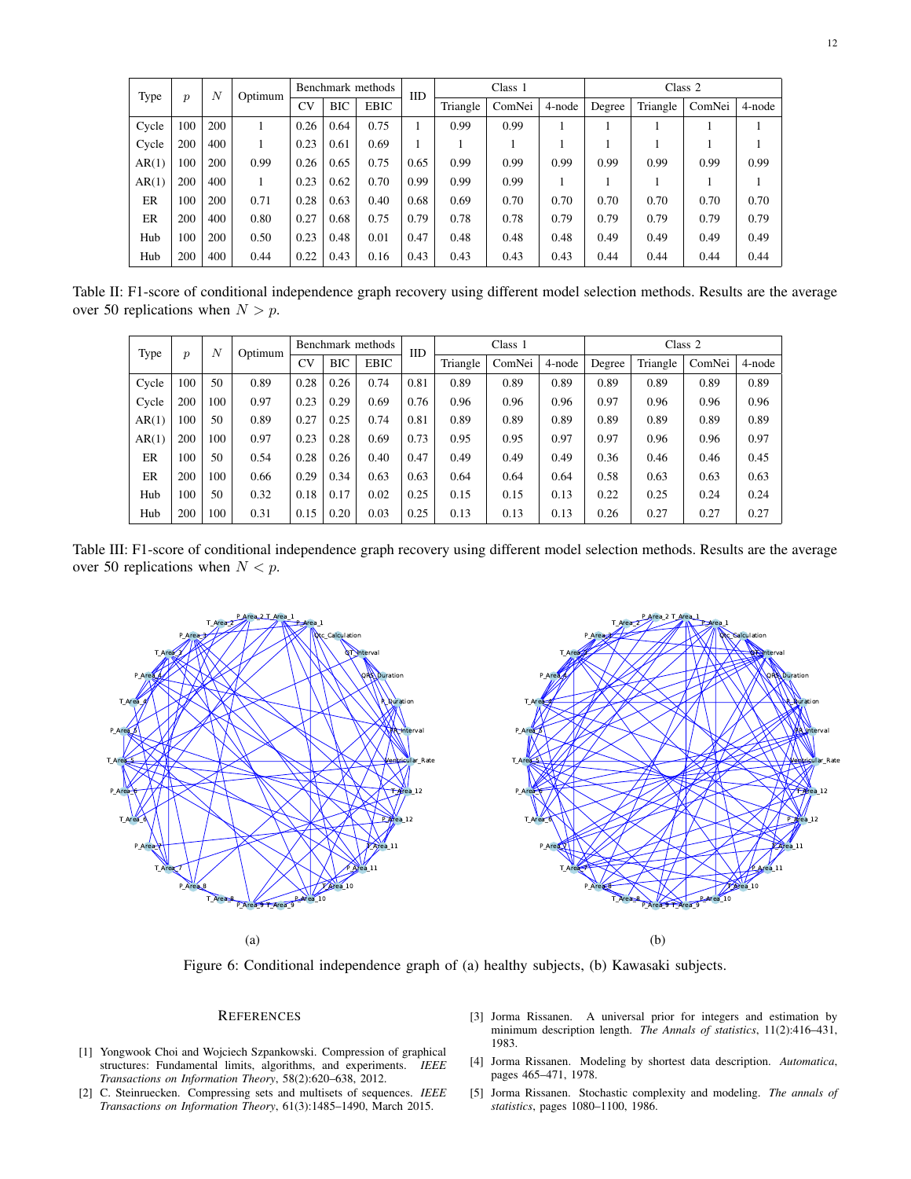| Type | $p$ | $N$ | Optimum | Benchmark methods | | | IID | Class 1 | | | Class 2 | | | |
|---|---|---|---|---|---|---|---|---|---|---|---|---|---|---|
| | | | | CV | BIC | EBIC | | Triangle | ComNei | 4-node | Degree | Triangle | ComNei | 4-node |
| Cycle | 100 | 200 | 1 | 0.26 | 0.64 | 0.75 | 1 | 0.99 | 0.99 | 1 | 1 | 1 | 1 | 1 |
| Cycle | 200 | 400 | 1 | 0.23 | 0.61 | 0.69 | 1 | 1 | 1 | 1 | 1 | 1 | 1 | 1 |
| AR(1) | 100 | 200 | 0.99 | 0.26 | 0.65 | 0.75 | 0.65 | 0.99 | 0.99 | 0.99 | 0.99 | 0.99 | 0.99 | 0.99 |
| AR(1) | 200 | 400 | 1 | 0.23 | 0.62 | 0.70 | 0.99 | 0.99 | 0.99 | 1 | 1 | 1 | 1 | 1 |
| ER | 100 | 200 | 0.71 | 0.28 | 0.63 | 0.40 | 0.68 | 0.69 | 0.70 | 0.70 | 0.70 | 0.70 | 0.70 | 0.70 |
| ER | 200 | 400 | 0.80 | 0.27 | 0.68 | 0.75 | 0.79 | 0.78 | 0.78 | 0.79 | 0.79 | 0.79 | 0.79 | 0.79 |
| Hub | 100 | 200 | 0.50 | 0.23 | 0.48 | 0.01 | 0.47 | 0.48 | 0.48 | 0.48 | 0.49 | 0.49 | 0.49 | 0.49 |
| Hub | 200 | 400 | 0.44 | 0.22 | 0.43 | 0.16 | 0.43 | 0.43 | 0.43 | 0.43 | 0.44 | 0.44 | 0.44 | 0.44 |

Table II: F1-score of conditional independence graph recovery using different model selection methods. Results are the average over 50 replications when $N > p$.

| Type | $p$ | $N$ | Optimum | Benchmark methods | | | IID | Class 1 | | | Class 2 | | | |
|---|---|---|---|---|---|---|---|---|---|---|---|---|---|---|
| | | | | CV | BIC | EBIC | | Triangle | ComNei | 4-node | Degree | Triangle | ComNei | 4-node |
| Cycle | 100 | 50 | 0.89 | 0.28 | 0.26 | 0.74 | 0.81 | 0.89 | 0.89 | 0.89 | 0.89 | 0.89 | 0.89 | 0.89 |
| Cycle | 200 | 100 | 0.97 | 0.23 | 0.29 | 0.69 | 0.76 | 0.96 | 0.96 | 0.96 | 0.97 | 0.96 | 0.96 | 0.96 |
| AR(1) | 100 | 50 | 0.89 | 0.27 | 0.25 | 0.74 | 0.81 | 0.89 | 0.89 | 0.89 | 0.89 | 0.89 | 0.89 | 0.89 |
| AR(1) | 200 | 100 | 0.97 | 0.23 | 0.28 | 0.69 | 0.73 | 0.95 | 0.95 | 0.97 | 0.97 | 0.96 | 0.96 | 0.97 |
| ER | 100 | 50 | 0.54 | 0.28 | 0.26 | 0.40 | 0.47 | 0.49 | 0.49 | 0.49 | 0.36 | 0.46 | 0.46 | 0.45 |
| ER | 200 | 100 | 0.66 | 0.29 | 0.34 | 0.63 | 0.63 | 0.64 | 0.64 | 0.64 | 0.58 | 0.63 | 0.63 | 0.63 |
| Hub | 100 | 50 | 0.32 | 0.18 | 0.17 | 0.02 | 0.25 | 0.15 | 0.15 | 0.13 | 0.22 | 0.25 | 0.24 | 0.24 |
| Hub | 200 | 100 | 0.31 | 0.15 | 0.20 | 0.03 | 0.25 | 0.13 | 0.13 | 0.13 | 0.26 | 0.27 | 0.27 | 0.27 |

Table III: F1-score of conditional independence graph recovery using different model selection methods. Results are the average over 50 replications when $N < p$.

(a)

(b)

Figure 6: Conditional independence graph of (a) healthy subjects, (b) Kawasaki subjects.

## References

[1] Yongwook Choi and Wojciech Szpankowski. Compression of graphical structures: Fundamental limits, algorithms, and experiments. *IEEE Transactions on Information Theory*, 58(2):620–638, 2012.

[2] C. Steinruecken. Compressing sets and multisets of sequences. *IEEE Transactions on Information Theory*, 61(3):1485–1490, March 2015.

[3] Jorma Rissanen. A universal prior for integers and estimation by minimum description length. *The Annals of statistics*, 11(2):416–431, 1983.

[4] Jorma Rissanen. Modeling by shortest data description. *Automatica*, pages 465–471, 1978.

[5] Jorma Rissanen. Stochastic complexity and modeling. *The annals of statistics*, pages 1080–1100, 1986.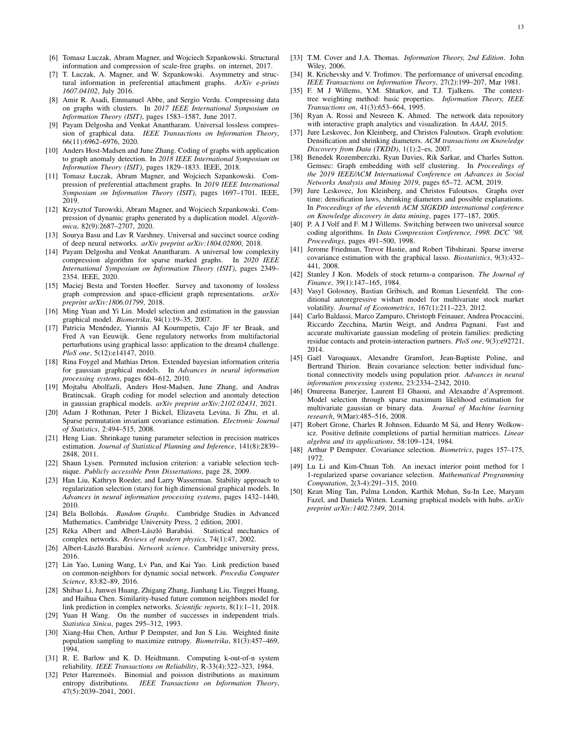[6] Tomasz Luczak, Abram Magner, and Wojciech Szpankowski. Structural information and compression of scale-free graphs. on internet, 2017.

[7] T. Luczak, A. Magner, and W. Szpankowski. Asymmetry and structural information in preferential attachment graphs. *ArXiv e-prints 1607.04102*, July 2016.

[8] Amir R. Asadi, Emmanuel Abbe, and Sergio Verdu. Compressing data on graphs with clusters. In *2017 IEEE International Symposium on Information Theory (ISIT)*, pages 1583–1587, June 2017.

[9] Payam Delgosha and Venkat Anantharam. Universal lossless compression of graphical data. *IEEE Transactions on Information Theory*, 66(11):6962–6976, 2020.

[10] Anders Host-Madsen and June Zhang. Coding of graphs with application to graph anomaly detection. In *2018 IEEE International Symposium on Information Theory (ISIT)*, pages 1829–1833. IEEE, 2018.

[11] Tomasz Łuczak, Abram Magner, and Wojciech Szpankowski. Compression of preferential attachment graphs. In *2019 IEEE International Symposium on Information Theory (ISIT)*, pages 1697–1701. IEEE, 2019.

[12] Krzysztof Turowski, Abram Magner, and Wojciech Szpankowski. Compression of dynamic graphs generated by a duplication model. *Algorithmica*, 82(9):2687–2707, 2020.

[13] Sourya Basu and Lav R Varshney. Universal and succinct source coding of deep neural networks. *arXiv preprint arXiv:1804.02800*, 2018.

[14] Payam Delgosha and Venkat Anantharam. A universal low complexity compression algorithm for sparse marked graphs. In *2020 IEEE International Symposium on Information Theory (ISIT)*, pages 2349–2354. IEEE, 2020.

[15] Maciej Besta and Torsten Hoefler. Survey and taxonomy of lossless graph compression and space-efficient graph representations. *arXiv preprint arXiv:1806.01799*, 2018.

[16] Ming Yuan and Yi Lin. Model selection and estimation in the gaussian graphical model. *Biometrika*, 94(1):19–35, 2007.

[17] Patricia Menéndez, Yiannis AI Kourmpetis, Cajo JF ter Braak, and Fred A van Eeuwijk. Gene regulatory networks from multifactorial perturbations using graphical lasso: application to the dream4 challenge. *PloS one*, 5(12):e14147, 2010.

[18] Rina Foygel and Mathias Drton. Extended bayesian information criteria for gaussian graphical models. In *Advances in neural information processing systems*, pages 604–612, 2010.

[19] Mojtaba Abolfazli, Anders Host-Madsen, June Zhang, and Andras Bratincsak. Graph coding for model selection and anomaly detection in gaussian graphical models. *arXiv preprint arXiv:2102.02431*, 2021.

[20] Adam J Rothman, Peter J Bickel, Elizaveta Levina, Ji Zhu, et al. Sparse permutation invariant covariance estimation. *Electronic Journal of Statistics*, 2:494–515, 2008.

[21] Heng Lian. Shrinkage tuning parameter selection in precision matrices estimation. *Journal of Statistical Planning and Inference*, 141(8):2839–2848, 2011.

[22] Shaun Lysen. Permuted inclusion criterion: a variable selection technique. *Publicly accessible Penn Dissertations*, page 28, 2009.

[23] Han Liu, Kathryn Roeder, and Larry Wasserman. Stability approach to regularization selection (stars) for high dimensional graphical models. In *Advances in neural information processing systems*, pages 1432–1440, 2010.

[24] Béla Bollobás. *Random Graphs*. Cambridge Studies in Advanced Mathematics. Cambridge University Press, 2 edition, 2001.

[25] Réka Albert and Albert-László Barabási. Statistical mechanics of complex networks. *Reviews of modern physics*, 74(1):47, 2002.

[26] Albert-László Barabási. *Network science*. Cambridge university press, 2016.

[27] Lin Yao, Luning Wang, Lv Pan, and Kai Yao. Link prediction based on common-neighbors for dynamic social network. *Procedia Computer Science*, 83:82–89, 2016.

[28] Shibao Li, Junwei Huang, Zhigang Zhang, Jianhang Liu, Tingpei Huang, and Haihua Chen. Similarity-based future common neighbors model for link prediction in complex networks. *Scientific reports*, 8(1):1–11, 2018.

[29] Yuan H Wang. On the number of successes in independent trials. *Statistica Sinica*, pages 295–312, 1993.

[30] Xiang-Hui Chen, Arthur P Dempster, and Jun S Liu. Weighted finite population sampling to maximize entropy. *Biometrika*, 81(3):457–469, 1994.

[31] R. E. Barlow and K. D. Heidtmann. Computing k-out-of-n system reliability. *IEEE Transactions on Reliability*, R-33(4):322–323, 1984.

[32] Peter Harremoës. Binomial and poisson distributions as maximum entropy distributions. *IEEE Transactions on Information Theory*, 47(5):2039–2041, 2001.

[33] T.M. Cover and J.A. Thomas. *Information Theory, 2nd Edition*. John Wiley, 2006.

[34] R. Krichevsky and V. Trofimov. The performance of universal encoding. *IEEE Transactions on Information Theory*, 27(2):199–207, Mar 1981.

[35] F. M J Willems, Y.M. Shtarkov, and T.J. Tjalkens. The context-tree weighting method: basic properties. *Information Theory, IEEE Transactions on*, 41(3):653–664, 1995.

[36] Ryan A. Rossi and Nesreen K. Ahmed. The network data repository with interactive graph analytics and visualization. In *AAAI*, 2015.

[37] Jure Leskovec, Jon Kleinberg, and Christos Faloutsos. Graph evolution: Densification and shrinking diameters. *ACM transactions on Knowledge Discovery from Data (TKDD)*, 1(1):2–es, 2007.

[38] Benedek Rozemberczki, Ryan Davies, Rik Sarkar, and Charles Sutton. Gemsec: Graph embedding with self clustering. In *Proceedings of the 2019 IEEE/ACM International Conference on Advances in Social Networks Analysis and Mining 2019*, pages 65–72. ACM, 2019.

[39] Jure Leskovec, Jon Kleinberg, and Christos Faloutsos. Graphs over time: densification laws, shrinking diameters and possible explanations. In *Proceedings of the eleventh ACM SIGKDD international conference on Knowledge discovery in data mining*, pages 177–187, 2005.

[40] P. A J Volf and F. M J Willems. Switching between two universal source coding algorithms. In *Data Compression Conference, 1998. DCC '98. Proceedings*, pages 491–500, 1998.

[41] Jerome Friedman, Trevor Hastie, and Robert Tibshirani. Sparse inverse covariance estimation with the graphical lasso. *Biostatistics*, 9(3):432–441, 2008.

[42] Stanley J Kon. Models of stock returns-a comparison. *The Journal of Finance*, 39(1):147–165, 1984.

[43] Vasyl Golosnoy, Bastian Gribisch, and Roman Liesenfeld. The conditional autoregressive wishart model for multivariate stock market volatility. *Journal of Econometrics*, 167(1):211–223, 2012.

[44] Carlo Baldassi, Marco Zamparo, Christoph Feinauer, Andrea Procaccini, Riccardo Zecchina, Martin Weigt, and Andrea Pagnani. Fast and accurate multivariate gaussian modeling of protein families: predicting residue contacts and protein-interaction partners. *PloS one*, 9(3):e92721, 2014.

[45] Gaël Varoquaux, Alexandre Gramfort, Jean-Baptiste Poline, and Bertrand Thirion. Brain covariance selection: better individual functional connectivity models using population prior. *Advances in neural information processing systems*, 23:2334–2342, 2010.

[46] Onureena Banerjee, Laurent El Ghaoui, and Alexandre d'Aspremont. Model selection through sparse maximum likelihood estimation for multivariate gaussian or binary data. *Journal of Machine learning research*, 9(Mar):485–516, 2008.

[47] Robert Grone, Charles R Johnson, Eduardo M Sá, and Henry Wolkowicz. Positive definite completions of partial hermitian matrices. *Linear algebra and its applications*, 58:109–124, 1984.

[48] Arthur P Dempster. Covariance selection. *Biometrics*, pages 157–175, 1972.

[49] Lu Li and Kim-Chuan Toh. An inexact interior point method for l 1-regularized sparse covariance selection. *Mathematical Programming Computation*, 2(3-4):291–315, 2010.

[50] Kean Ming Tan, Palma London, Karthik Mohan, Su-In Lee, Maryam Fazel, and Daniela Witten. Learning graphical models with hubs. *arXiv preprint arXiv:1402.7349*, 2014.